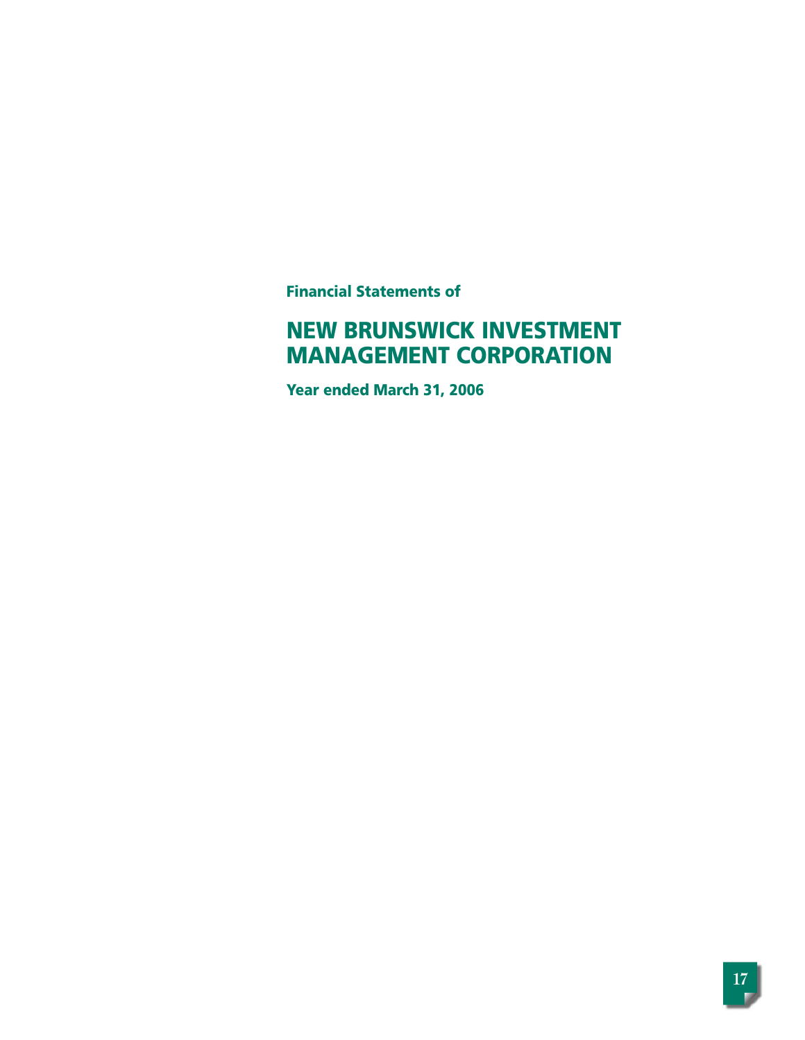**Financial Statements of**

# NEW BRUNSWICK INVESTMENT MANAGEMENT CORPORATION

**Year ended March 31, 2006**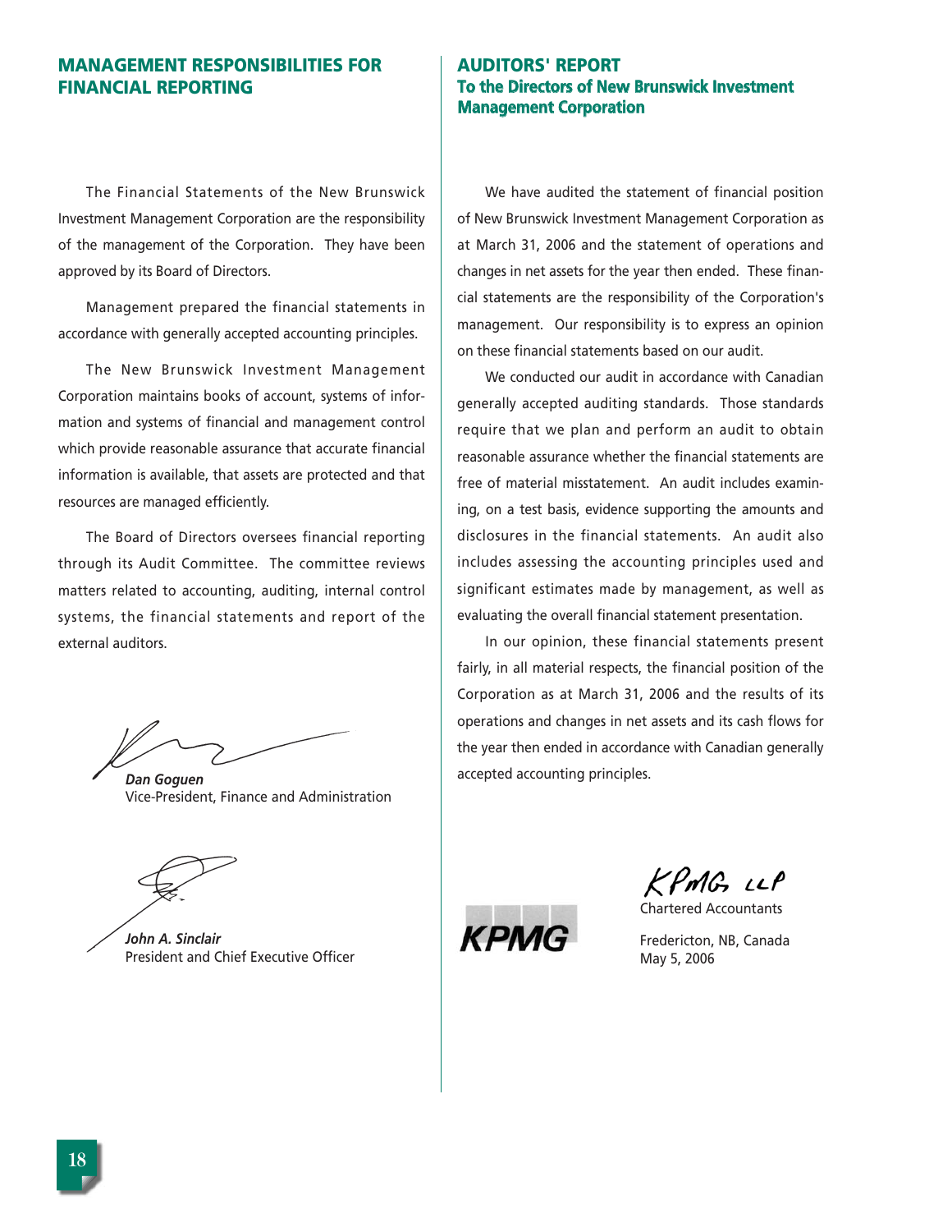## MANAGEMENT RESPONSIBILITIES FOR FINANCIAL REPORTING

The Financial Statements of the New Brunswick Investment Management Corporation are the responsibility of the management of the Corporation. They have been approved by its Board of Directors.

Management prepared the financial statements in accordance with generally accepted accounting principles.

The New Brunswick Investment Management Corporation maintains books of account, systems of information and systems of financial and management control which provide reasonable assurance that accurate financial information is available, that assets are protected and that resources are managed efficiently.

The Board of Directors oversees financial reporting through its Audit Committee. The committee reviews matters related to accounting, auditing, internal control systems, the financial statements and report of the external auditors.

***Dan Goguen***
Vice-President, Finance and Administration

***John A. Sinclair***
President and Chief Executive Officer

## AUDITORS' REPORT
### To the Directors of New Brunswick Investment Management Corporation

We have audited the statement of financial position of New Brunswick Investment Management Corporation as at March 31, 2006 and the statement of operations and changes in net assets for the year then ended. These financial statements are the responsibility of the Corporation's management. Our responsibility is to express an opinion on these financial statements based on our audit.

We conducted our audit in accordance with Canadian generally accepted auditing standards. Those standards require that we plan and perform an audit to obtain reasonable assurance whether the financial statements are free of material misstatement. An audit includes examining, on a test basis, evidence supporting the amounts and disclosures in the financial statements. An audit also includes assessing the accounting principles used and significant estimates made by management, as well as evaluating the overall financial statement presentation.

In our opinion, these financial statements present fairly, in all material respects, the financial position of the Corporation as at March 31, 2006 and the results of its operations and changes in net assets and its cash flows for the year then ended in accordance with Canadian generally accepted accounting principles.

KPMG LLP
Chartered Accountants

Fredericton, NB, Canada
May 5, 2006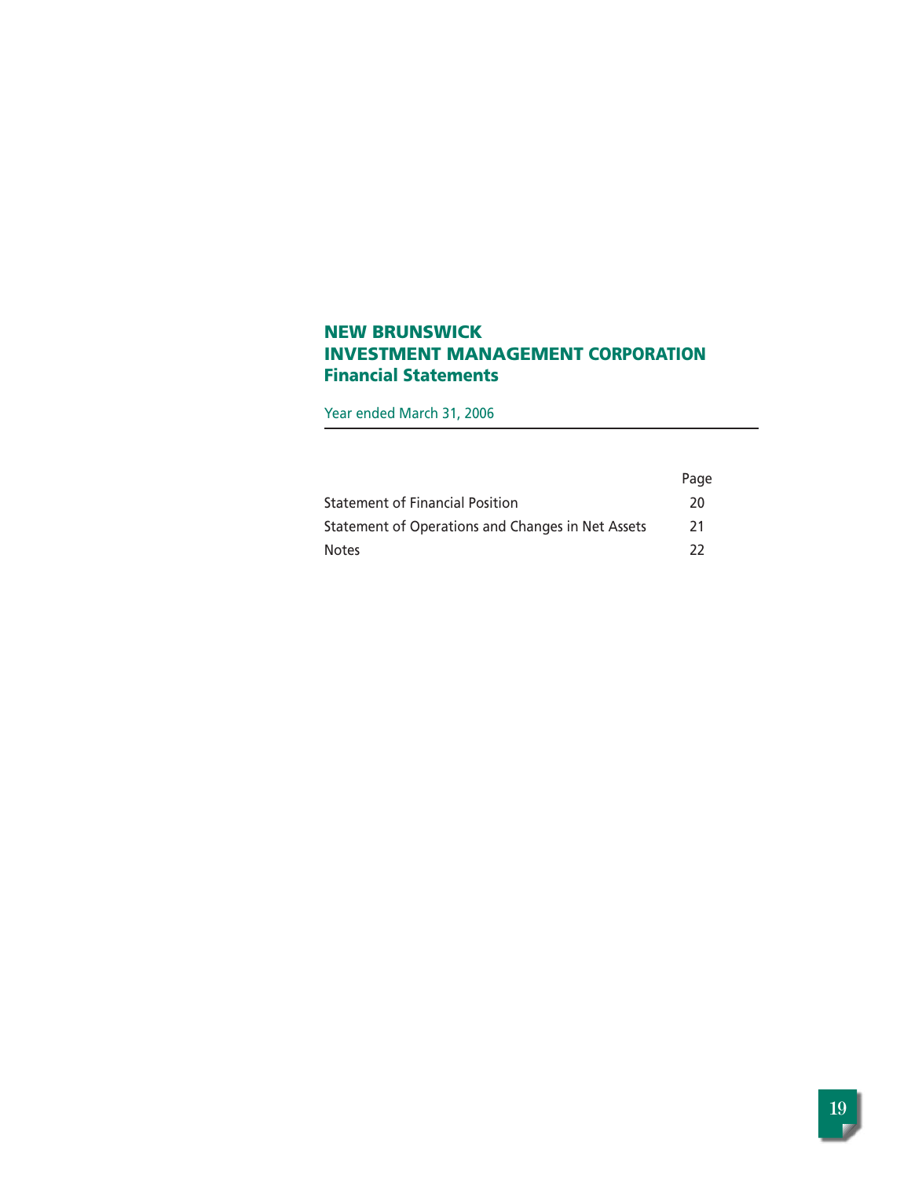# NEW BRUNSWICK INVESTMENT MANAGEMENT CORPORATION
## Financial Statements

Year ended March 31, 2006

| | Page |
|---|---|
| Statement of Financial Position | 20 |
| Statement of Operations and Changes in Net Assets | 21 |
| Notes | 22 |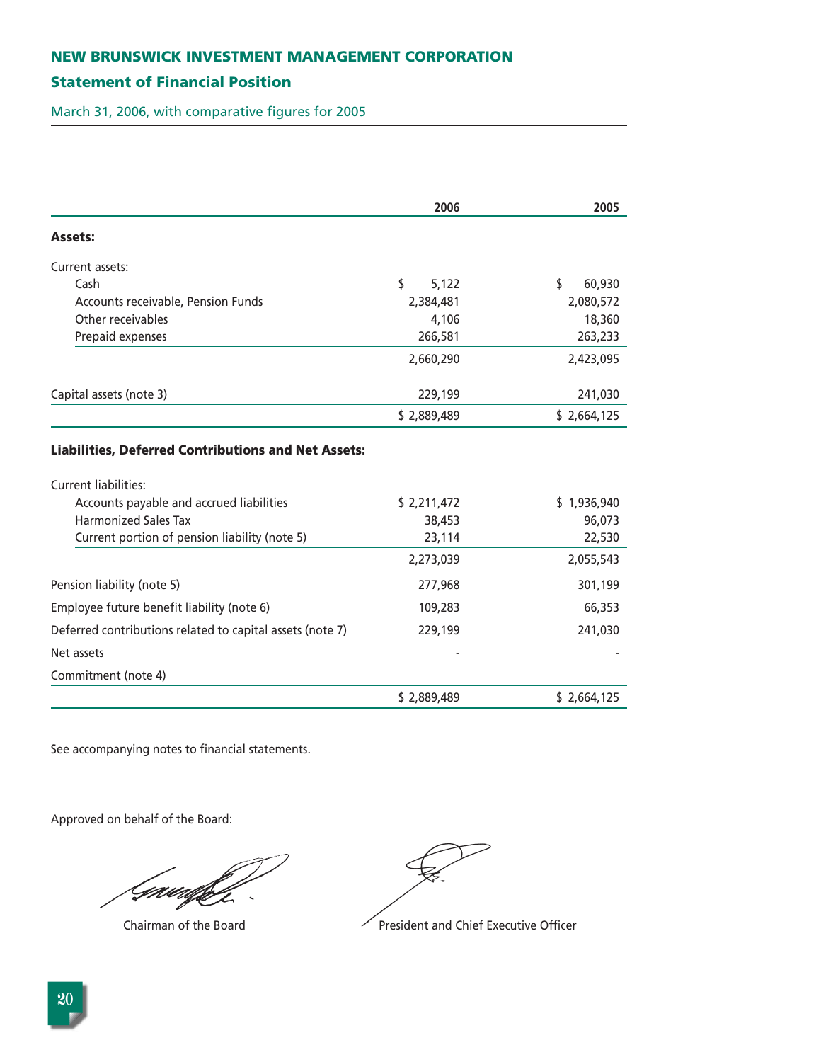# NEW BRUNSWICK INVESTMENT MANAGEMENT CORPORATION

## Statement of Financial Position

March 31, 2006, with comparative figures for 2005

| | 2006 | 2005 |
|---|---|---|
| **Assets:** | | |
| Current assets: | | |
| Cash | $ 5,122 | $ 60,930 |
| Accounts receivable, Pension Funds | 2,384,481 | 2,080,572 |
| Other receivables | 4,106 | 18,360 |
| Prepaid expenses | 266,581 | 263,233 |
| | 2,660,290 | 2,423,095 |
| Capital assets (note 3) | 229,199 | 241,030 |
| | $ 2,889,489 | $ 2,664,125 |
| **Liabilities, Deferred Contributions and Net Assets:** | | |
| Current liabilities: | | |
| Accounts payable and accrued liabilities | $ 2,211,472 | $ 1,936,940 |
| Harmonized Sales Tax | 38,453 | 96,073 |
| Current portion of pension liability (note 5) | 23,114 | 22,530 |
| | 2,273,039 | 2,055,543 |
| Pension liability (note 5) | 277,968 | 301,199 |
| Employee future benefit liability (note 6) | 109,283 | 66,353 |
| Deferred contributions related to capital assets (note 7) | 229,199 | 241,030 |
| Net assets | - | - |
| Commitment (note 4) | | |
| | $ 2,889,489 | $ 2,664,125 |

See accompanying notes to financial statements.

Approved on behalf of the Board:

Chairman of the Board

President and Chief Executive Officer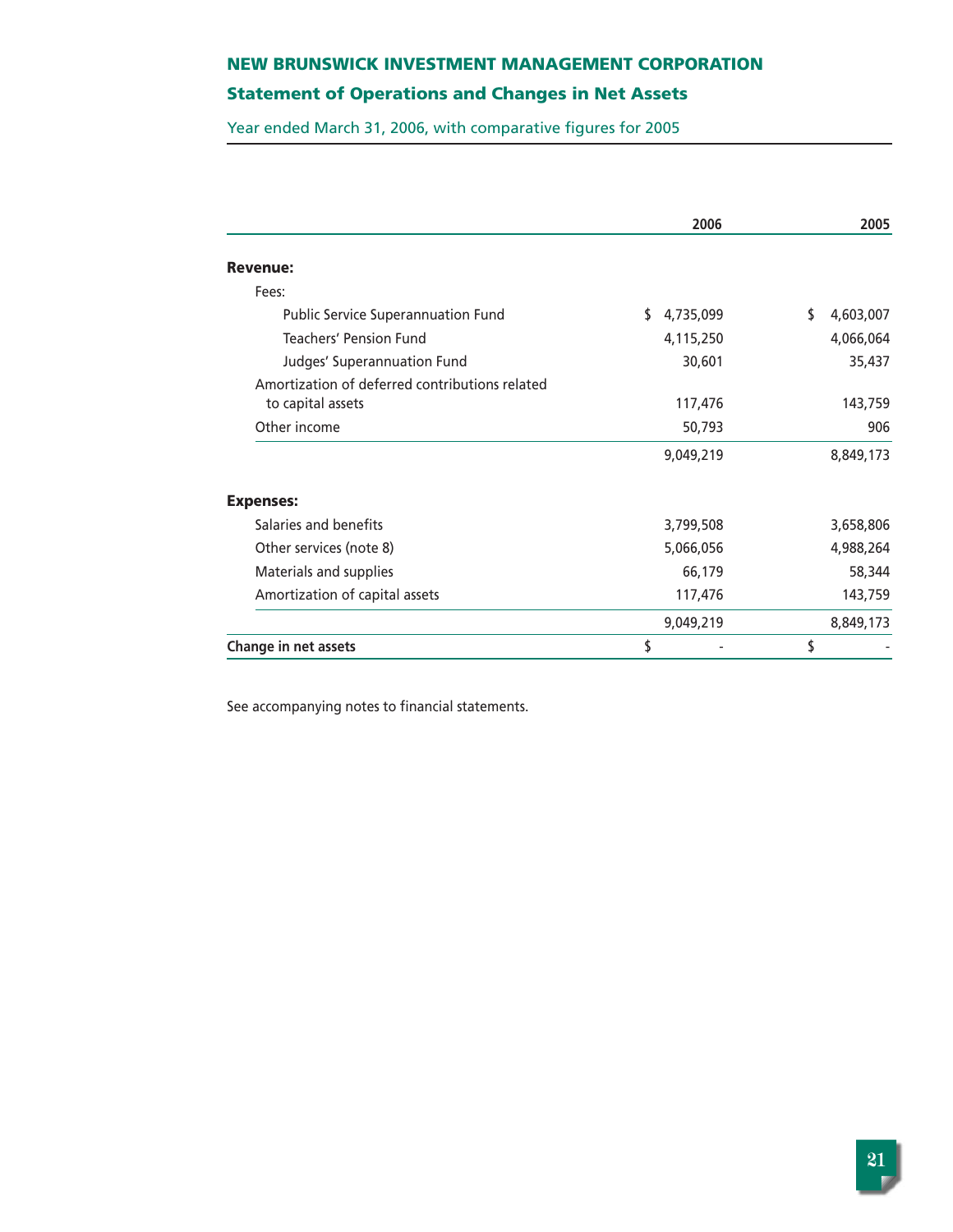# NEW BRUNSWICK INVESTMENT MANAGEMENT CORPORATION

## Statement of Operations and Changes in Net Assets

Year ended March 31, 2006, with comparative figures for 2005

| | 2006 | 2005 |
|---|---|---|
| **Revenue:** | | |
| Fees: | | |
| Public Service Superannuation Fund | $ 4,735,099 | $ 4,603,007 |
| Teachers' Pension Fund | 4,115,250 | 4,066,064 |
| Judges' Superannuation Fund | 30,601 | 35,437 |
| Amortization of deferred contributions related to capital assets | 117,476 | 143,759 |
| Other income | 50,793 | 906 |
| | 9,049,219 | 8,849,173 |
| **Expenses:** | | |
| Salaries and benefits | 3,799,508 | 3,658,806 |
| Other services (note 8) | 5,066,056 | 4,988,264 |
| Materials and supplies | 66,179 | 58,344 |
| Amortization of capital assets | 117,476 | 143,759 |
| | 9,049,219 | 8,849,173 |
| **Change in net assets** | $ - | $ - |

See accompanying notes to financial statements.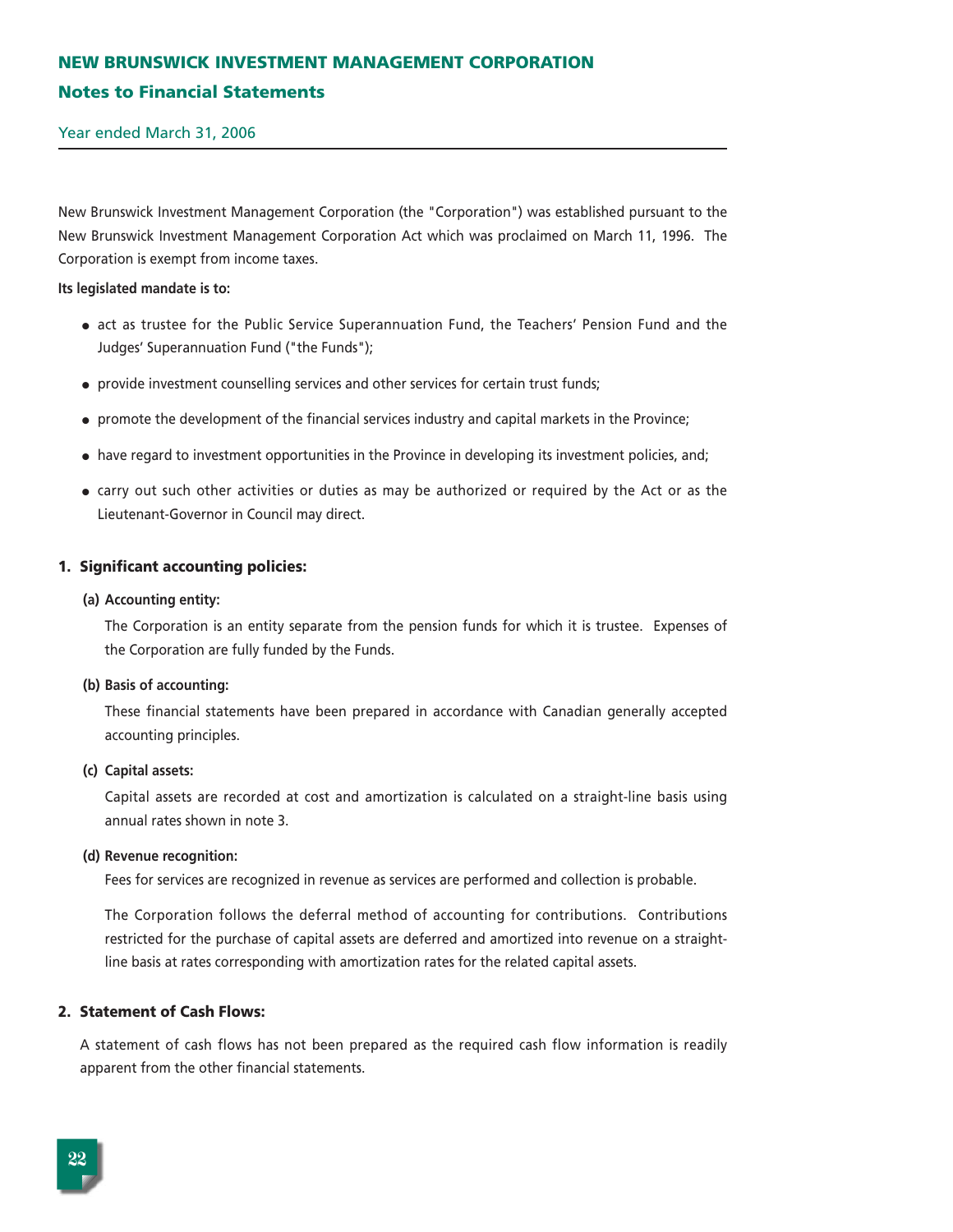# NEW BRUNSWICK INVESTMENT MANAGEMENT CORPORATION

## Notes to Financial Statements

Year ended March 31, 2006

New Brunswick Investment Management Corporation (the "Corporation") was established pursuant to the New Brunswick Investment Management Corporation Act which was proclaimed on March 11, 1996. The Corporation is exempt from income taxes.

**Its legislated mandate is to:**

- act as trustee for the Public Service Superannuation Fund, the Teachers' Pension Fund and the Judges' Superannuation Fund ("the Funds");
- provide investment counselling services and other services for certain trust funds;
- promote the development of the financial services industry and capital markets in the Province;
- have regard to investment opportunities in the Province in developing its investment policies, and;
- carry out such other activities or duties as may be authorized or required by the Act or as the Lieutenant-Governor in Council may direct.

### 1. Significant accounting policies:

**(a) Accounting entity:**

The Corporation is an entity separate from the pension funds for which it is trustee. Expenses of the Corporation are fully funded by the Funds.

**(b) Basis of accounting:**

These financial statements have been prepared in accordance with Canadian generally accepted accounting principles.

**(c) Capital assets:**

Capital assets are recorded at cost and amortization is calculated on a straight-line basis using annual rates shown in note 3.

**(d) Revenue recognition:**

Fees for services are recognized in revenue as services are performed and collection is probable.

The Corporation follows the deferral method of accounting for contributions. Contributions restricted for the purchase of capital assets are deferred and amortized into revenue on a straight-line basis at rates corresponding with amortization rates for the related capital assets.

### 2. Statement of Cash Flows:

A statement of cash flows has not been prepared as the required cash flow information is readily apparent from the other financial statements.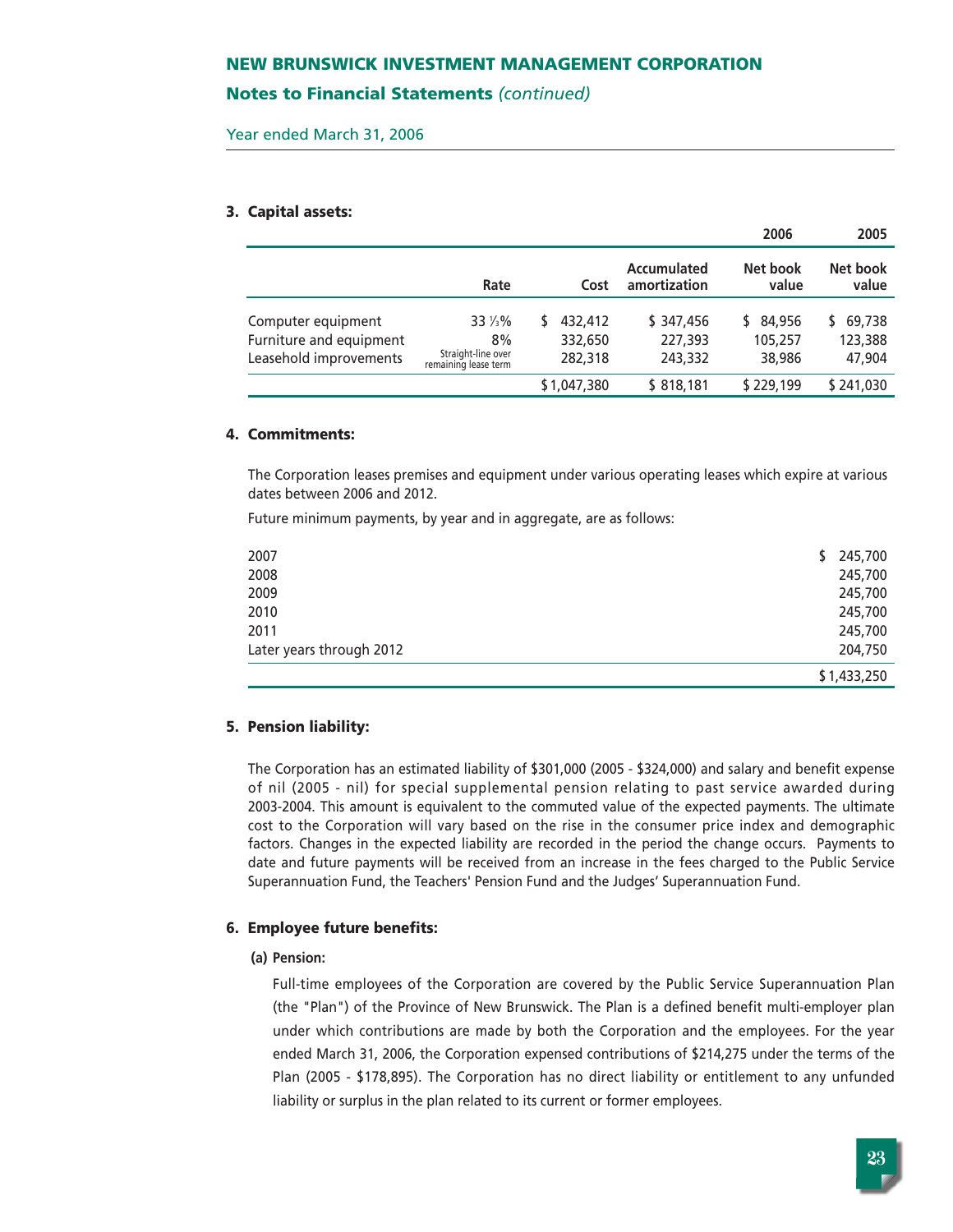# NEW BRUNSWICK INVESTMENT MANAGEMENT CORPORATION

## Notes to Financial Statements *(continued)*

Year ended March 31, 2006

### 3. Capital assets:

| | | | | 2006 | 2005 |
|---|---|---|---|---|---|
| | Rate | Cost | Accumulated amortization | Net book value | Net book value |
| Computer equipment | 33 ⅓% | $ 432,412 | $ 347,456 | $ 84,956 | $ 69,738 |
| Furniture and equipment | 8% | 332,650 | 227,393 | 105,257 | 123,388 |
| Leasehold improvements | Straight-line over remaining lease term | 282,318 | 243,332 | 38,986 | 47,904 |
| | | $ 1,047,380 | $ 818,181 | $ 229,199 | $ 241,030 |

### 4. Commitments:

The Corporation leases premises and equipment under various operating leases which expire at various dates between 2006 and 2012.

Future minimum payments, by year and in aggregate, are as follows:

| | |
|---|---|
| 2007 | $ 245,700 |
| 2008 | 245,700 |
| 2009 | 245,700 |
| 2010 | 245,700 |
| 2011 | 245,700 |
| Later years through 2012 | 204,750 |
| | $ 1,433,250 |

### 5. Pension liability:

The Corporation has an estimated liability of $301,000 (2005 - $324,000) and salary and benefit expense of nil (2005 - nil) for special supplemental pension relating to past service awarded during 2003-2004. This amount is equivalent to the commuted value of the expected payments. The ultimate cost to the Corporation will vary based on the rise in the consumer price index and demographic factors. Changes in the expected liability are recorded in the period the change occurs. Payments to date and future payments will be received from an increase in the fees charged to the Public Service Superannuation Fund, the Teachers' Pension Fund and the Judges' Superannuation Fund.

### 6. Employee future benefits:

**(a) Pension:**

Full-time employees of the Corporation are covered by the Public Service Superannuation Plan (the "Plan") of the Province of New Brunswick. The Plan is a defined benefit multi-employer plan under which contributions are made by both the Corporation and the employees. For the year ended March 31, 2006, the Corporation expensed contributions of $214,275 under the terms of the Plan (2005 - $178,895). The Corporation has no direct liability or entitlement to any unfunded liability or surplus in the plan related to its current or former employees.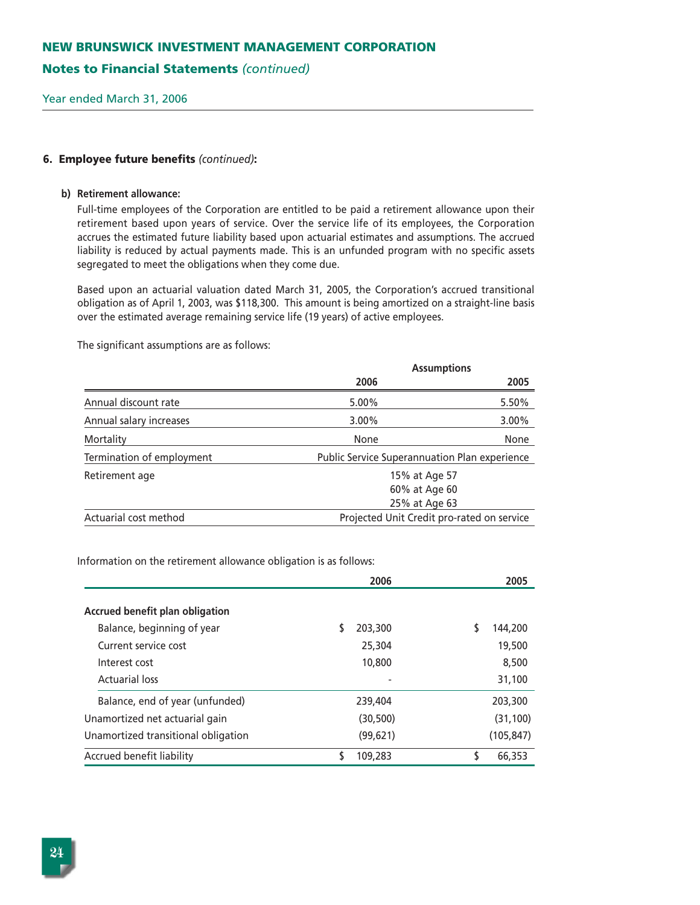# NEW BRUNSWICK INVESTMENT MANAGEMENT CORPORATION

## Notes to Financial Statements *(continued)*

Year ended March 31, 2006

### 6. Employee future benefits *(continued)*:

**b) Retirement allowance:**

Full-time employees of the Corporation are entitled to be paid a retirement allowance upon their retirement based upon years of service. Over the service life of its employees, the Corporation accrues the estimated future liability based upon actuarial estimates and assumptions. The accrued liability is reduced by actual payments made. This is an unfunded program with no specific assets segregated to meet the obligations when they come due.

Based upon an actuarial valuation dated March 31, 2005, the Corporation's accrued transitional obligation as of April 1, 2003, was $118,300. This amount is being amortized on a straight-line basis over the estimated average remaining service life (19 years) of active employees.

The significant assumptions are as follows:

| | Assumptions 2006 | 2005 |
|---|---|---|
| Annual discount rate | 5.00% | 5.50% |
| Annual salary increases | 3.00% | 3.00% |
| Mortality | None | None |
| Termination of employment | Public Service Superannuation Plan experience | |
| Retirement age | 15% at Age 57<br>60% at Age 60<br>25% at Age 63 | |
| Actuarial cost method | Projected Unit Credit pro-rated on service | |

Information on the retirement allowance obligation is as follows:

| | 2006 | 2005 |
|---|---|---|
| **Accrued benefit plan obligation** | | |
| Balance, beginning of year | $ 203,300 | $ 144,200 |
| Current service cost | 25,304 | 19,500 |
| Interest cost | 10,800 | 8,500 |
| Actuarial loss | - | 31,100 |
| Balance, end of year (unfunded) | 239,404 | 203,300 |
| Unamortized net actuarial gain | (30,500) | (31,100) |
| Unamortized transitional obligation | (99,621) | (105,847) |
| Accrued benefit liability | $ 109,283 | $ 66,353 |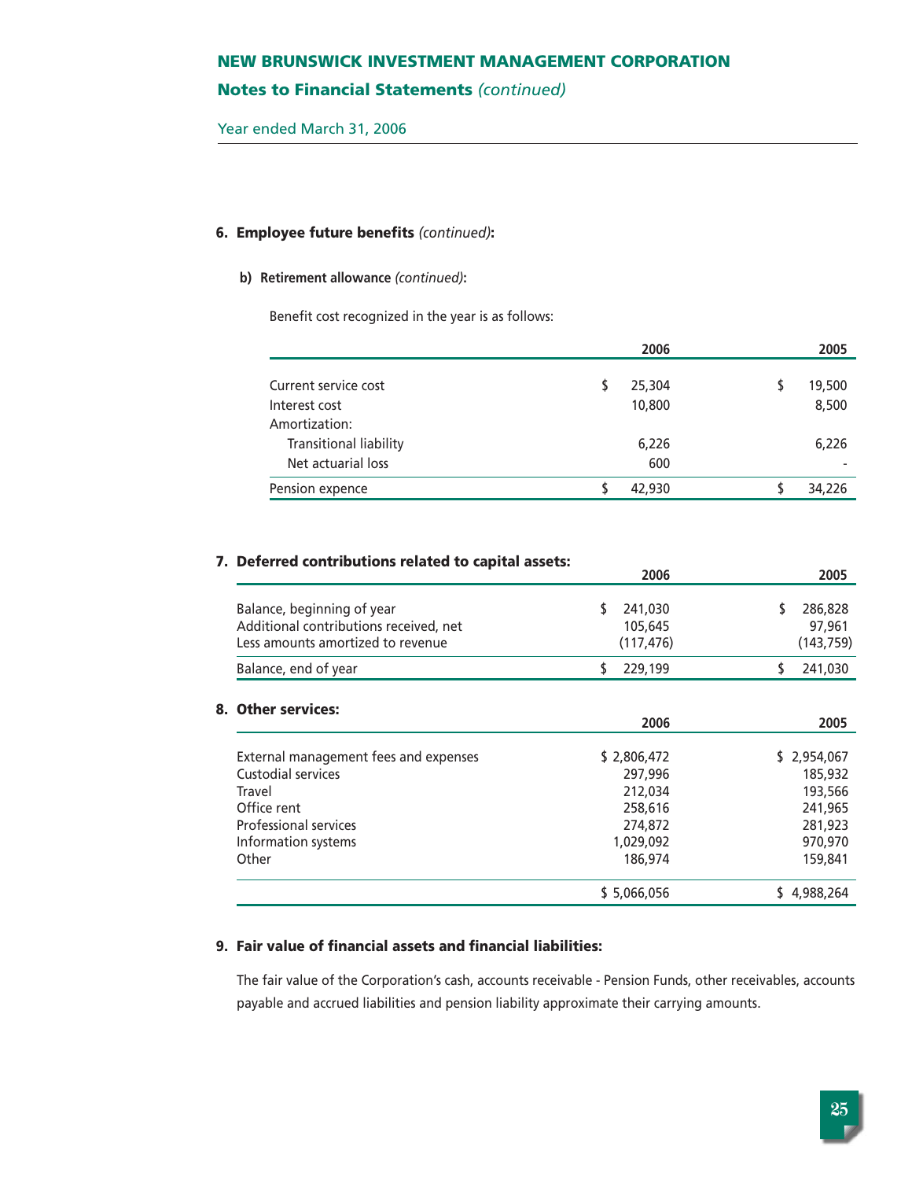### 6. Employee future benefits *(continued)*:

#### b) Retirement allowance *(continued)*:

Benefit cost recognized in the year is as follows:

| | 2006 | 2005 |
|---|---|---|
| Current service cost | $ 25,304 | $ 19,500 |
| Interest cost | 10,800 | 8,500 |
| Amortization: | | |
| Transitional liability | 6,226 | 6,226 |
| Net actuarial loss | 600 | - |
| Pension expence | $ 42,930 | $ 34,226 |

### 7. Deferred contributions related to capital assets:

| | 2006 | 2005 |
|---|---|---|
| Balance, beginning of year | $ 241,030 | $ 286,828 |
| Additional contributions received, net | 105,645 | 97,961 |
| Less amounts amortized to revenue | (117,476) | (143,759) |
| Balance, end of year | $ 229,199 | $ 241,030 |

### 8. Other services:

| | 2006 | 2005 |
|---|---|---|
| External management fees and expenses | $ 2,806,472 | $ 2,954,067 |
| Custodial services | 297,996 | 185,932 |
| Travel | 212,034 | 193,566 |
| Office rent | 258,616 | 241,965 |
| Professional services | 274,872 | 281,923 |
| Information systems | 1,029,092 | 970,970 |
| Other | 186,974 | 159,841 |
| | $ 5,066,056 | $ 4,988,264 |

### 9. Fair value of financial assets and financial liabilities:

The fair value of the Corporation's cash, accounts receivable - Pension Funds, other receivables, accounts payable and accrued liabilities and pension liability approximate their carrying amounts.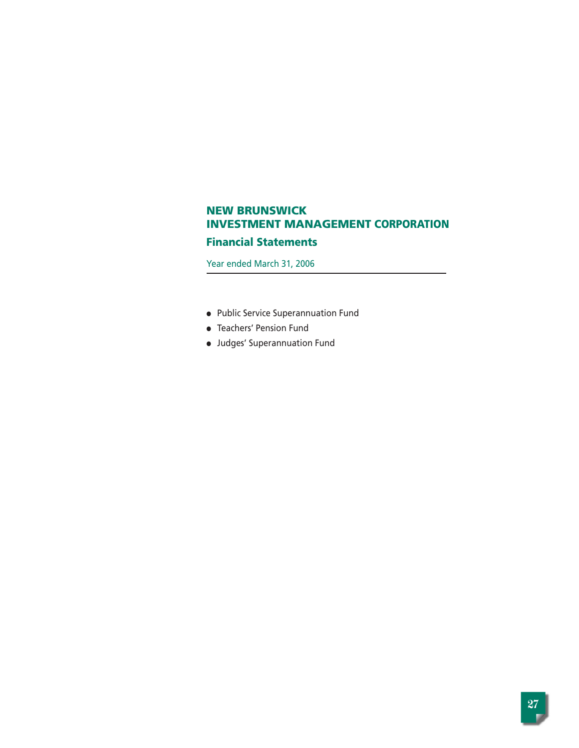# NEW BRUNSWICK INVESTMENT MANAGEMENT CORPORATION

## Financial Statements

Year ended March 31, 2006

- Public Service Superannuation Fund
- Teachers' Pension Fund
- Judges' Superannuation Fund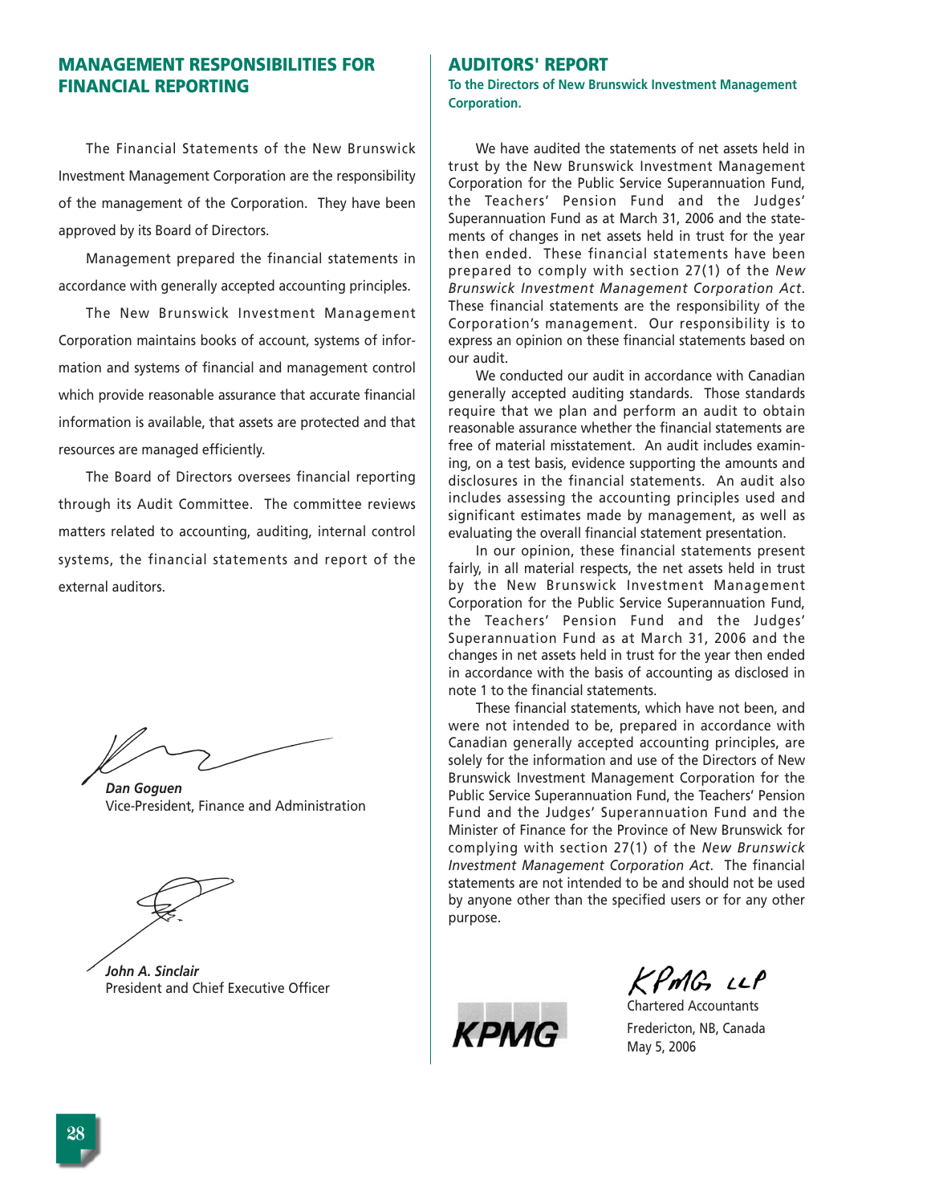## MANAGEMENT RESPONSIBILITIES FOR FINANCIAL REPORTING

The Financial Statements of the New Brunswick Investment Management Corporation are the responsibility of the management of the Corporation. They have been approved by its Board of Directors.

Management prepared the financial statements in accordance with generally accepted accounting principles.

The New Brunswick Investment Management Corporation maintains books of account, systems of information and systems of financial and management control which provide reasonable assurance that accurate financial information is available, that assets are protected and that resources are managed efficiently.

The Board of Directors oversees financial reporting through its Audit Committee. The committee reviews matters related to accounting, auditing, internal control systems, the financial statements and report of the external auditors.

***Dan Goguen***
Vice-President, Finance and Administration

***John A. Sinclair***
President and Chief Executive Officer

## AUDITORS' REPORT

**To the Directors of New Brunswick Investment Management Corporation.**

We have audited the statements of net assets held in trust by the New Brunswick Investment Management Corporation for the Public Service Superannuation Fund, the Teachers' Pension Fund and the Judges' Superannuation Fund as at March 31, 2006 and the statements of changes in net assets held in trust for the year then ended. These financial statements have been prepared to comply with section 27(1) of the *New Brunswick Investment Management Corporation Act*. These financial statements are the responsibility of the Corporation's management. Our responsibility is to express an opinion on these financial statements based on our audit.

We conducted our audit in accordance with Canadian generally accepted auditing standards. Those standards require that we plan and perform an audit to obtain reasonable assurance whether the financial statements are free of material misstatement. An audit includes examining, on a test basis, evidence supporting the amounts and disclosures in the financial statements. An audit also includes assessing the accounting principles used and significant estimates made by management, as well as evaluating the overall financial statement presentation.

In our opinion, these financial statements present fairly, in all material respects, the net assets held in trust by the New Brunswick Investment Management Corporation for the Public Service Superannuation Fund, the Teachers' Pension Fund and the Judges' Superannuation Fund as at March 31, 2006 and the changes in net assets held in trust for the year then ended in accordance with the basis of accounting as disclosed in note 1 to the financial statements.

These financial statements, which have not been, and were not intended to be, prepared in accordance with Canadian generally accepted accounting principles, are solely for the information and use of the Directors of New Brunswick Investment Management Corporation for the Public Service Superannuation Fund, the Teachers' Pension Fund and the Judges' Superannuation Fund and the Minister of Finance for the Province of New Brunswick for complying with section 27(1) of the *New Brunswick Investment Management Corporation Act*. The financial statements are not intended to be and should not be used by anyone other than the specified users or for any other purpose.

KPMG LLP

Chartered Accountants

Fredericton, NB, Canada

May 5, 2006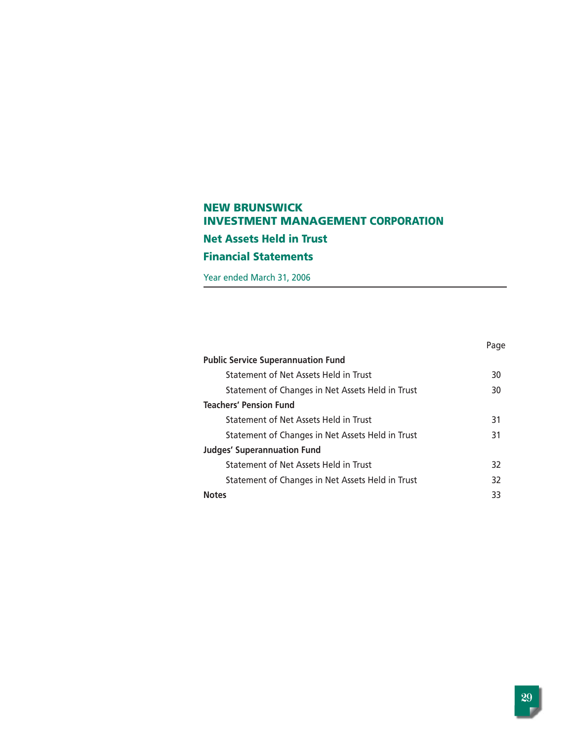# NEW BRUNSWICK INVESTMENT MANAGEMENT CORPORATION

## Net Assets Held in Trust

## Financial Statements

Year ended March 31, 2006

| | Page |
|---|---|
| **Public Service Superannuation Fund** | |
| Statement of Net Assets Held in Trust | 30 |
| Statement of Changes in Net Assets Held in Trust | 30 |
| **Teachers' Pension Fund** | |
| Statement of Net Assets Held in Trust | 31 |
| Statement of Changes in Net Assets Held in Trust | 31 |
| **Judges' Superannuation Fund** | |
| Statement of Net Assets Held in Trust | 32 |
| Statement of Changes in Net Assets Held in Trust | 32 |
| **Notes** | 33 |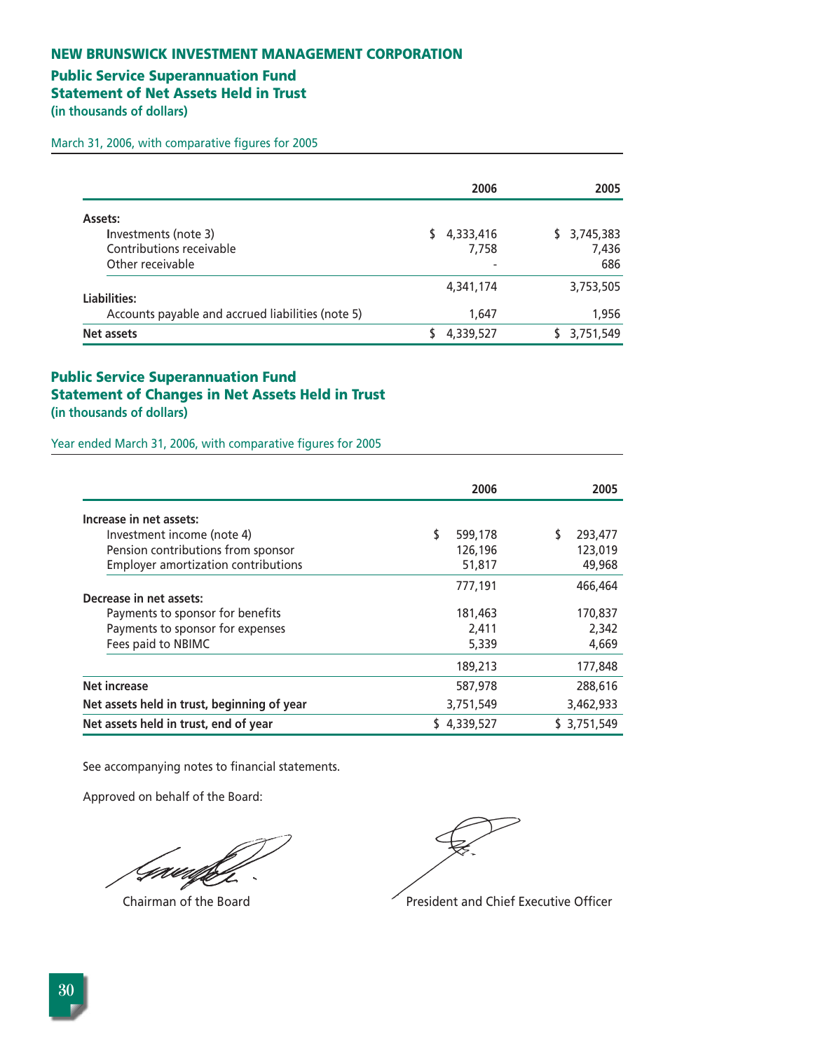# NEW BRUNSWICK INVESTMENT MANAGEMENT CORPORATION

## Public Service Superannuation Fund
## Statement of Net Assets Held in Trust
**(in thousands of dollars)**

March 31, 2006, with comparative figures for 2005

| | 2006 | 2005 |
|---|---|---|
| **Assets:** | | |
| Investments (note 3) | $ 4,333,416 | $ 3,745,383 |
| Contributions receivable | 7,758 | 7,436 |
| Other receivable | - | 686 |
| | 4,341,174 | 3,753,505 |
| **Liabilities:** | | |
| Accounts payable and accrued liabilities (note 5) | 1,647 | 1,956 |
| **Net assets** | $ 4,339,527 | $ 3,751,549 |

## Public Service Superannuation Fund
## Statement of Changes in Net Assets Held in Trust
**(in thousands of dollars)**

Year ended March 31, 2006, with comparative figures for 2005

| | 2006 | 2005 |
|---|---|---|
| **Increase in net assets:** | | |
| Investment income (note 4) | $ 599,178 | $ 293,477 |
| Pension contributions from sponsor | 126,196 | 123,019 |
| Employer amortization contributions | 51,817 | 49,968 |
| | 777,191 | 466,464 |
| **Decrease in net assets:** | | |
| Payments to sponsor for benefits | 181,463 | 170,837 |
| Payments to sponsor for expenses | 2,411 | 2,342 |
| Fees paid to NBIMC | 5,339 | 4,669 |
| | 189,213 | 177,848 |
| **Net increase** | 587,978 | 288,616 |
| **Net assets held in trust, beginning of year** | 3,751,549 | 3,462,933 |
| **Net assets held in trust, end of year** | $ 4,339,527 | $ 3,751,549 |

See accompanying notes to financial statements.

Approved on behalf of the Board:

Chairman of the Board

President and Chief Executive Officer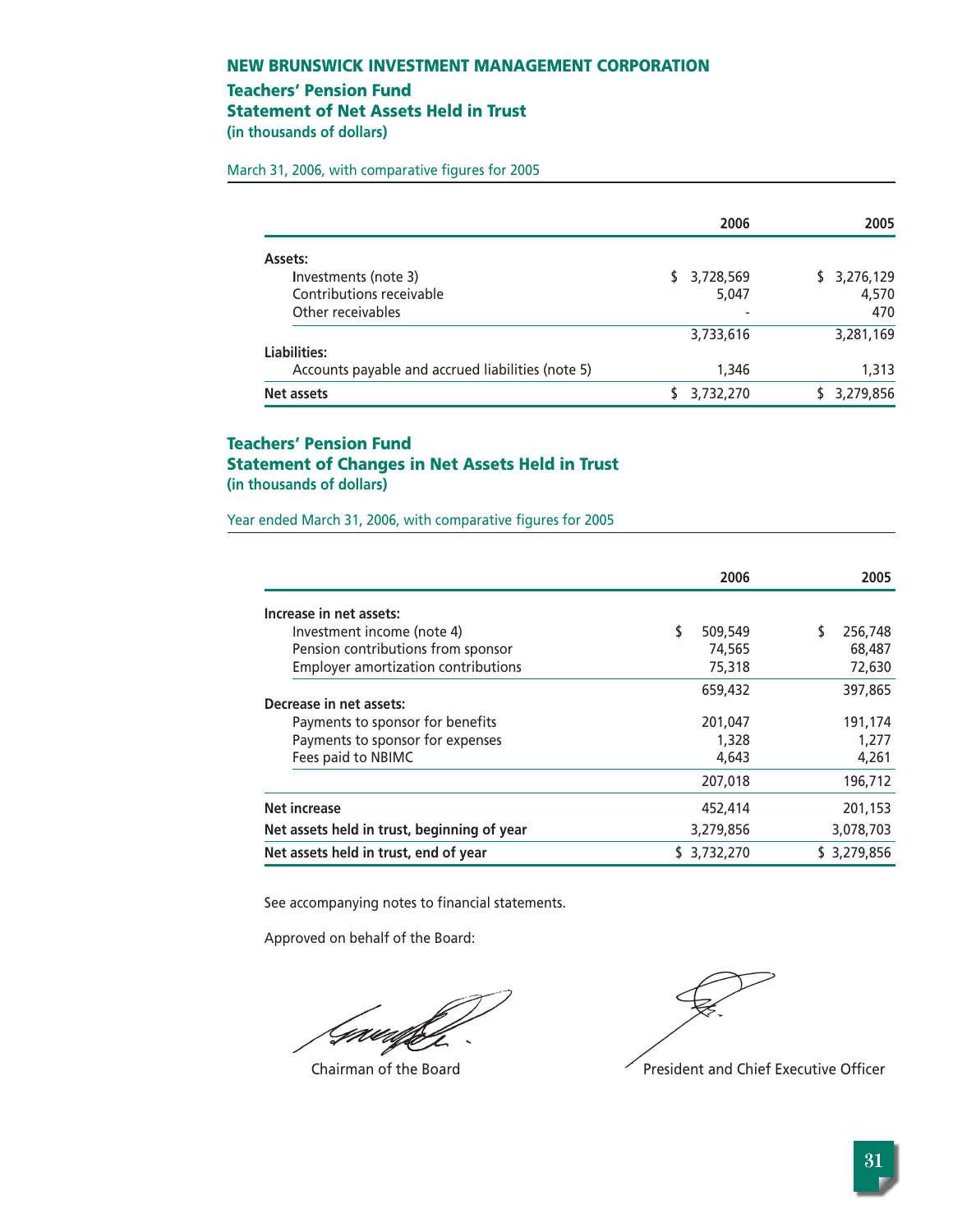# NEW BRUNSWICK INVESTMENT MANAGEMENT CORPORATION

## Teachers' Pension Fund
## Statement of Net Assets Held in Trust
### (in thousands of dollars)

March 31, 2006, with comparative figures for 2005

| | 2006 | 2005 |
|---|---|---|
| **Assets:** | | |
| Investments (note 3) | $ 3,728,569 | $ 3,276,129 |
| Contributions receivable | 5,047 | 4,570 |
| Other receivables | - | 470 |
| | 3,733,616 | 3,281,169 |
| **Liabilities:** | | |
| Accounts payable and accrued liabilities (note 5) | 1,346 | 1,313 |
| **Net assets** | $ 3,732,270 | $ 3,279,856 |

## Teachers' Pension Fund
## Statement of Changes in Net Assets Held in Trust
### (in thousands of dollars)

Year ended March 31, 2006, with comparative figures for 2005

| | 2006 | 2005 |
|---|---|---|
| **Increase in net assets:** | | |
| Investment income (note 4) | $ 509,549 | $ 256,748 |
| Pension contributions from sponsor | 74,565 | 68,487 |
| Employer amortization contributions | 75,318 | 72,630 |
| | 659,432 | 397,865 |
| **Decrease in net assets:** | | |
| Payments to sponsor for benefits | 201,047 | 191,174 |
| Payments to sponsor for expenses | 1,328 | 1,277 |
| Fees paid to NBIMC | 4,643 | 4,261 |
| | 207,018 | 196,712 |
| **Net increase** | 452,414 | 201,153 |
| **Net assets held in trust, beginning of year** | 3,279,856 | 3,078,703 |
| **Net assets held in trust, end of year** | $ 3,732,270 | $ 3,279,856 |

See accompanying notes to financial statements.

Approved on behalf of the Board:

Chairman of the Board

President and Chief Executive Officer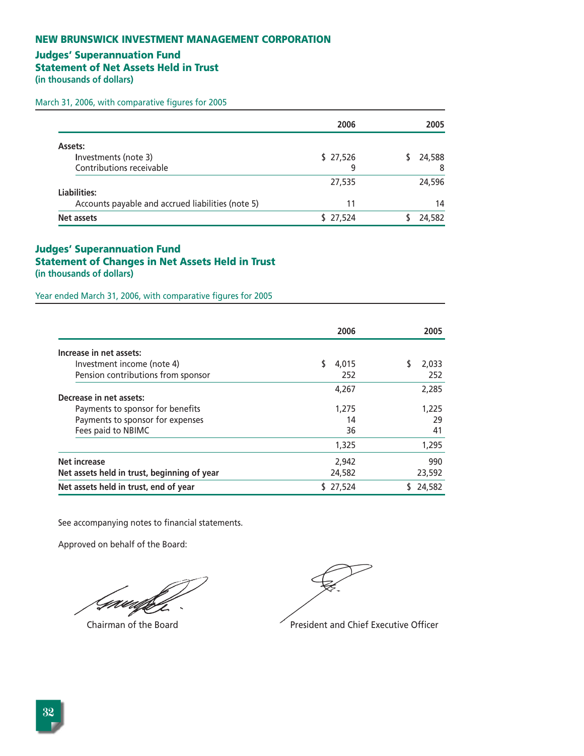# NEW BRUNSWICK INVESTMENT MANAGEMENT CORPORATION

## Judges' Superannuation Fund
## Statement of Net Assets Held in Trust
**(in thousands of dollars)**

March 31, 2006, with comparative figures for 2005

| | 2006 | 2005 |
|---|---|---|
| **Assets:** | | |
| Investments (note 3) | $ 27,526 | $ 24,588 |
| Contributions receivable | 9 | 8 |
| | 27,535 | 24,596 |
| **Liabilities:** | | |
| Accounts payable and accrued liabilities (note 5) | 11 | 14 |
| **Net assets** | $ 27,524 | $ 24,582 |

## Judges' Superannuation Fund
## Statement of Changes in Net Assets Held in Trust
**(in thousands of dollars)**

Year ended March 31, 2006, with comparative figures for 2005

| | 2006 | 2005 |
|---|---|---|
| **Increase in net assets:** | | |
| Investment income (note 4) | $ 4,015 | $ 2,033 |
| Pension contributions from sponsor | 252 | 252 |
| | 4,267 | 2,285 |
| **Decrease in net assets:** | | |
| Payments to sponsor for benefits | 1,275 | 1,225 |
| Payments to sponsor for expenses | 14 | 29 |
| Fees paid to NBIMC | 36 | 41 |
| | 1,325 | 1,295 |
| **Net increase** | 2,942 | 990 |
| **Net assets held in trust, beginning of year** | 24,582 | 23,592 |
| **Net assets held in trust, end of year** | $ 27,524 | $ 24,582 |

See accompanying notes to financial statements.

Approved on behalf of the Board:

Chairman of the Board

President and Chief Executive Officer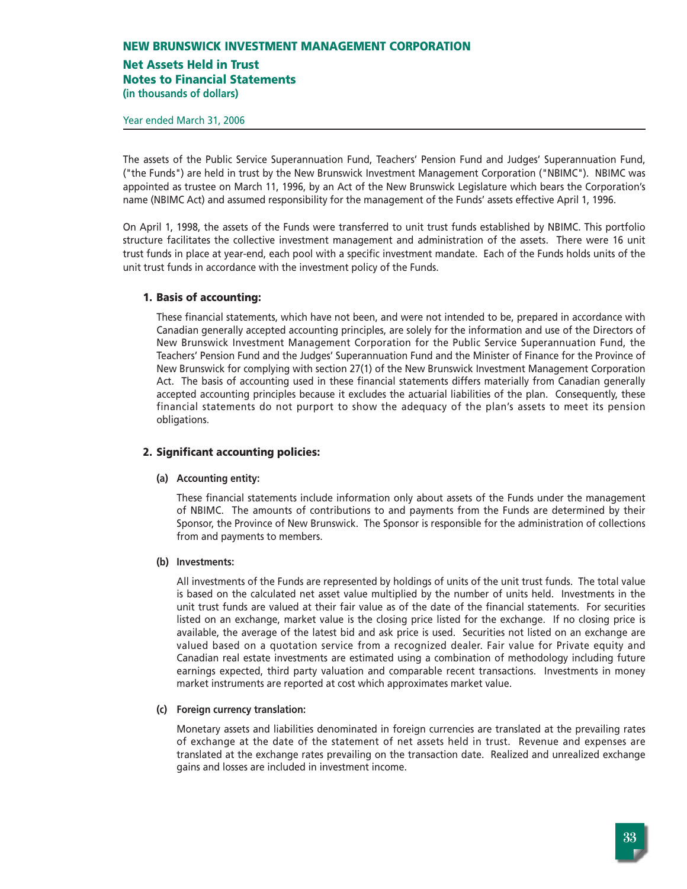# NEW BRUNSWICK INVESTMENT MANAGEMENT CORPORATION

## Net Assets Held in Trust
## Notes to Financial Statements
**(in thousands of dollars)**

Year ended March 31, 2006

The assets of the Public Service Superannuation Fund, Teachers' Pension Fund and Judges' Superannuation Fund, ("the Funds") are held in trust by the New Brunswick Investment Management Corporation ("NBIMC"). NBIMC was appointed as trustee on March 11, 1996, by an Act of the New Brunswick Legislature which bears the Corporation's name (NBIMC Act) and assumed responsibility for the management of the Funds' assets effective April 1, 1996.

On April 1, 1998, the assets of the Funds were transferred to unit trust funds established by NBIMC. This portfolio structure facilitates the collective investment management and administration of the assets. There were 16 unit trust funds in place at year-end, each pool with a specific investment mandate. Each of the Funds holds units of the unit trust funds in accordance with the investment policy of the Funds.

### 1. Basis of accounting:

These financial statements, which have not been, and were not intended to be, prepared in accordance with Canadian generally accepted accounting principles, are solely for the information and use of the Directors of New Brunswick Investment Management Corporation for the Public Service Superannuation Fund, the Teachers' Pension Fund and the Judges' Superannuation Fund and the Minister of Finance for the Province of New Brunswick for complying with section 27(1) of the New Brunswick Investment Management Corporation Act. The basis of accounting used in these financial statements differs materially from Canadian generally accepted accounting principles because it excludes the actuarial liabilities of the plan. Consequently, these financial statements do not purport to show the adequacy of the plan's assets to meet its pension obligations.

### 2. Significant accounting policies:

#### (a) Accounting entity:

These financial statements include information only about assets of the Funds under the management of NBIMC. The amounts of contributions to and payments from the Funds are determined by their Sponsor, the Province of New Brunswick. The Sponsor is responsible for the administration of collections from and payments to members.

#### (b) Investments:

All investments of the Funds are represented by holdings of units of the unit trust funds. The total value is based on the calculated net asset value multiplied by the number of units held. Investments in the unit trust funds are valued at their fair value as of the date of the financial statements. For securities listed on an exchange, market value is the closing price listed for the exchange. If no closing price is available, the average of the latest bid and ask price is used. Securities not listed on an exchange are valued based on a quotation service from a recognized dealer. Fair value for Private equity and Canadian real estate investments are estimated using a combination of methodology including future earnings expected, third party valuation and comparable recent transactions. Investments in money market instruments are reported at cost which approximates market value.

#### (c) Foreign currency translation:

Monetary assets and liabilities denominated in foreign currencies are translated at the prevailing rates of exchange at the date of the statement of net assets held in trust. Revenue and expenses are translated at the exchange rates prevailing on the transaction date. Realized and unrealized exchange gains and losses are included in investment income.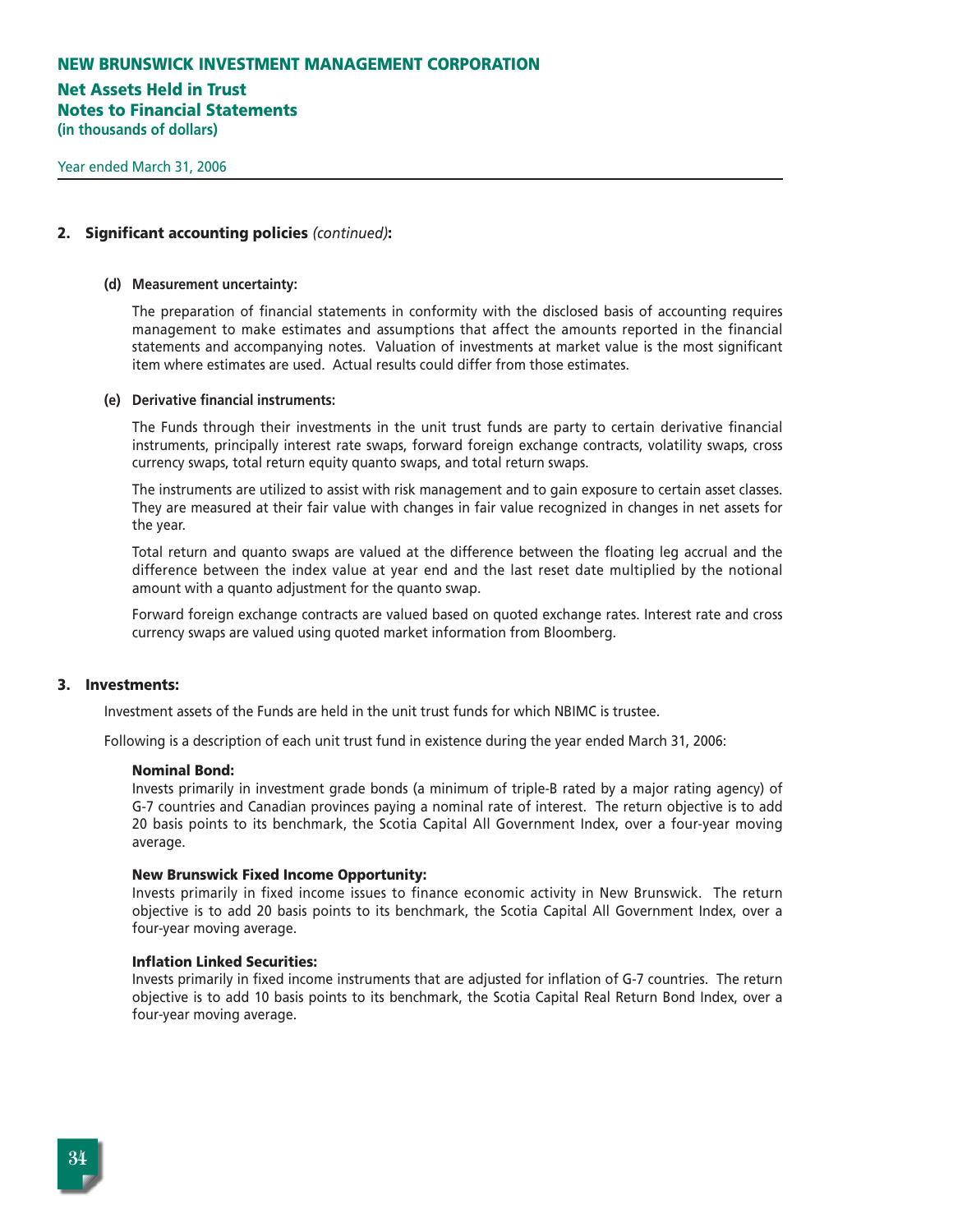## 2. Significant accounting policies *(continued)*:

**(d) Measurement uncertainty:**

The preparation of financial statements in conformity with the disclosed basis of accounting requires management to make estimates and assumptions that affect the amounts reported in the financial statements and accompanying notes. Valuation of investments at market value is the most significant item where estimates are used. Actual results could differ from those estimates.

**(e) Derivative financial instruments:**

The Funds through their investments in the unit trust funds are party to certain derivative financial instruments, principally interest rate swaps, forward foreign exchange contracts, volatility swaps, cross currency swaps, total return equity quanto swaps, and total return swaps.

The instruments are utilized to assist with risk management and to gain exposure to certain asset classes. They are measured at their fair value with changes in fair value recognized in changes in net assets for the year.

Total return and quanto swaps are valued at the difference between the floating leg accrual and the difference between the index value at year end and the last reset date multiplied by the notional amount with a quanto adjustment for the quanto swap.

Forward foreign exchange contracts are valued based on quoted exchange rates. Interest rate and cross currency swaps are valued using quoted market information from Bloomberg.

## 3. Investments:

Investment assets of the Funds are held in the unit trust funds for which NBIMC is trustee.

Following is a description of each unit trust fund in existence during the year ended March 31, 2006:

**Nominal Bond:**
Invests primarily in investment grade bonds (a minimum of triple-B rated by a major rating agency) of G-7 countries and Canadian provinces paying a nominal rate of interest. The return objective is to add 20 basis points to its benchmark, the Scotia Capital All Government Index, over a four-year moving average.

**New Brunswick Fixed Income Opportunity:**
Invests primarily in fixed income issues to finance economic activity in New Brunswick. The return objective is to add 20 basis points to its benchmark, the Scotia Capital All Government Index, over a four-year moving average.

**Inflation Linked Securities:**
Invests primarily in fixed income instruments that are adjusted for inflation of G-7 countries. The return objective is to add 10 basis points to its benchmark, the Scotia Capital Real Return Bond Index, over a four-year moving average.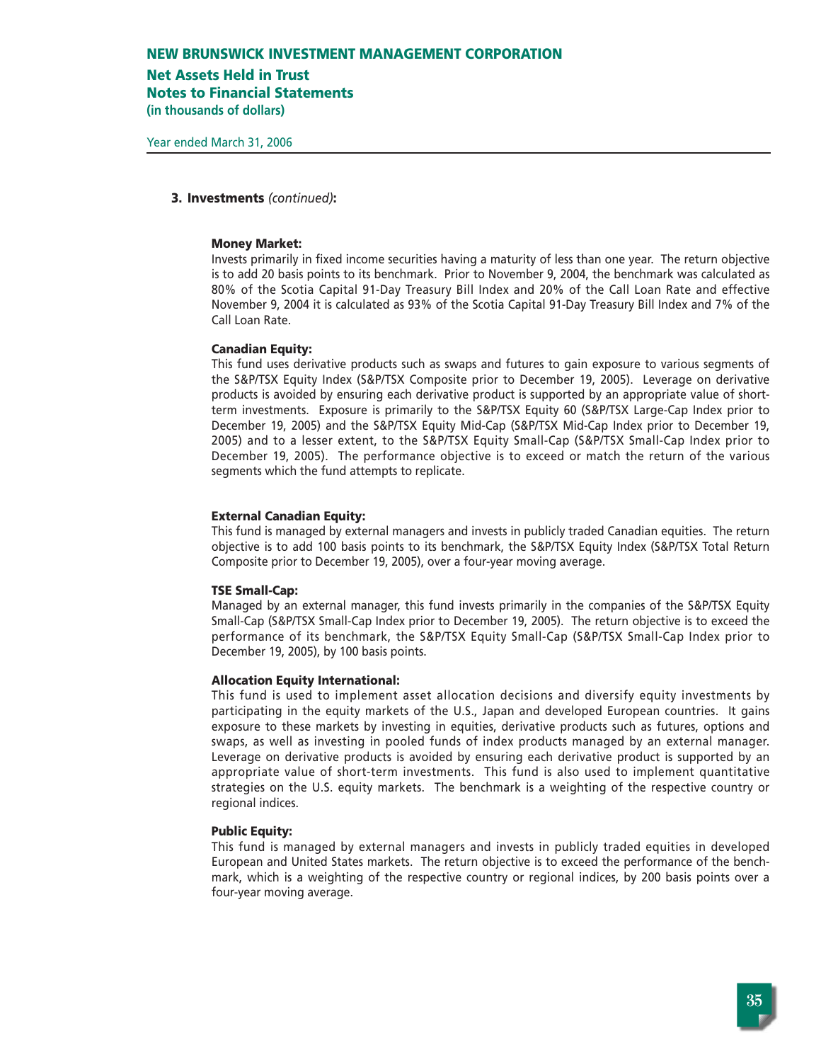### 3. Investments *(continued)*:

**Money Market:**
Invests primarily in fixed income securities having a maturity of less than one year. The return objective is to add 20 basis points to its benchmark. Prior to November 9, 2004, the benchmark was calculated as 80% of the Scotia Capital 91-Day Treasury Bill Index and 20% of the Call Loan Rate and effective November 9, 2004 it is calculated as 93% of the Scotia Capital 91-Day Treasury Bill Index and 7% of the Call Loan Rate.

**Canadian Equity:**
This fund uses derivative products such as swaps and futures to gain exposure to various segments of the S&P/TSX Equity Index (S&P/TSX Composite prior to December 19, 2005). Leverage on derivative products is avoided by ensuring each derivative product is supported by an appropriate value of short-term investments. Exposure is primarily to the S&P/TSX Equity 60 (S&P/TSX Large-Cap Index prior to December 19, 2005) and the S&P/TSX Equity Mid-Cap (S&P/TSX Mid-Cap Index prior to December 19, 2005) and to a lesser extent, to the S&P/TSX Equity Small-Cap (S&P/TSX Small-Cap Index prior to December 19, 2005). The performance objective is to exceed or match the return of the various segments which the fund attempts to replicate.

**External Canadian Equity:**
This fund is managed by external managers and invests in publicly traded Canadian equities. The return objective is to add 100 basis points to its benchmark, the S&P/TSX Equity Index (S&P/TSX Total Return Composite prior to December 19, 2005), over a four-year moving average.

**TSE Small-Cap:**
Managed by an external manager, this fund invests primarily in the companies of the S&P/TSX Equity Small-Cap (S&P/TSX Small-Cap Index prior to December 19, 2005). The return objective is to exceed the performance of its benchmark, the S&P/TSX Equity Small-Cap (S&P/TSX Small-Cap Index prior to December 19, 2005), by 100 basis points.

**Allocation Equity International:**
This fund is used to implement asset allocation decisions and diversify equity investments by participating in the equity markets of the U.S., Japan and developed European countries. It gains exposure to these markets by investing in equities, derivative products such as futures, options and swaps, as well as investing in pooled funds of index products managed by an external manager. Leverage on derivative products is avoided by ensuring each derivative product is supported by an appropriate value of short-term investments. This fund is also used to implement quantitative strategies on the U.S. equity markets. The benchmark is a weighting of the respective country or regional indices.

**Public Equity:**
This fund is managed by external managers and invests in publicly traded equities in developed European and United States markets. The return objective is to exceed the performance of the benchmark, which is a weighting of the respective country or regional indices, by 200 basis points over a four-year moving average.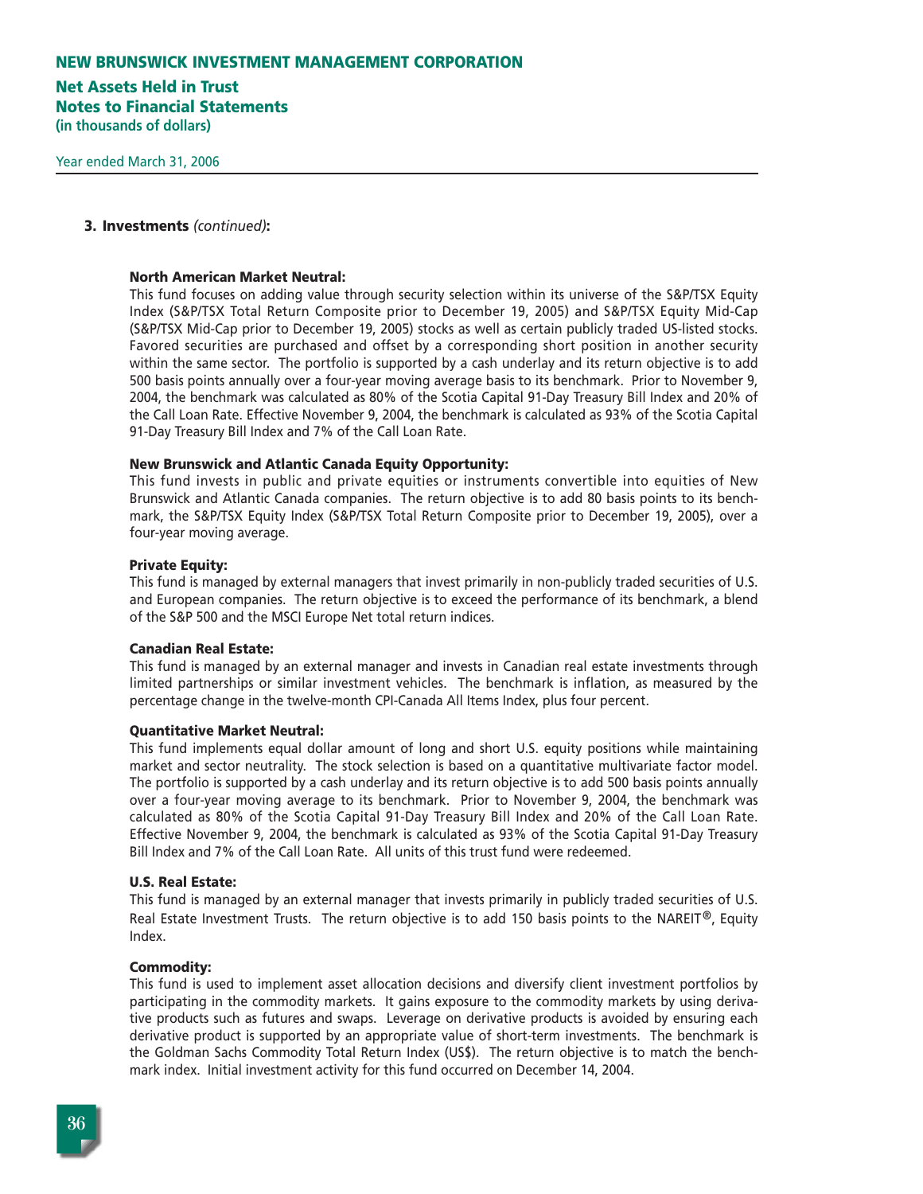### 3. Investments *(continued)*:

**North American Market Neutral:**

This fund focuses on adding value through security selection within its universe of the S&P/TSX Equity Index (S&P/TSX Total Return Composite prior to December 19, 2005) and S&P/TSX Equity Mid-Cap (S&P/TSX Mid-Cap prior to December 19, 2005) stocks as well as certain publicly traded US-listed stocks. Favored securities are purchased and offset by a corresponding short position in another security within the same sector. The portfolio is supported by a cash underlay and its return objective is to add 500 basis points annually over a four-year moving average basis to its benchmark. Prior to November 9, 2004, the benchmark was calculated as 80% of the Scotia Capital 91-Day Treasury Bill Index and 20% of the Call Loan Rate. Effective November 9, 2004, the benchmark is calculated as 93% of the Scotia Capital 91-Day Treasury Bill Index and 7% of the Call Loan Rate.

**New Brunswick and Atlantic Canada Equity Opportunity:**

This fund invests in public and private equities or instruments convertible into equities of New Brunswick and Atlantic Canada companies. The return objective is to add 80 basis points to its benchmark, the S&P/TSX Equity Index (S&P/TSX Total Return Composite prior to December 19, 2005), over a four-year moving average.

**Private Equity:**

This fund is managed by external managers that invest primarily in non-publicly traded securities of U.S. and European companies. The return objective is to exceed the performance of its benchmark, a blend of the S&P 500 and the MSCI Europe Net total return indices.

**Canadian Real Estate:**

This fund is managed by an external manager and invests in Canadian real estate investments through limited partnerships or similar investment vehicles. The benchmark is inflation, as measured by the percentage change in the twelve-month CPI-Canada All Items Index, plus four percent.

**Quantitative Market Neutral:**

This fund implements equal dollar amount of long and short U.S. equity positions while maintaining market and sector neutrality. The stock selection is based on a quantitative multivariate factor model. The portfolio is supported by a cash underlay and its return objective is to add 500 basis points annually over a four-year moving average to its benchmark. Prior to November 9, 2004, the benchmark was calculated as 80% of the Scotia Capital 91-Day Treasury Bill Index and 20% of the Call Loan Rate. Effective November 9, 2004, the benchmark is calculated as 93% of the Scotia Capital 91-Day Treasury Bill Index and 7% of the Call Loan Rate. All units of this trust fund were redeemed.

**U.S. Real Estate:**

This fund is managed by an external manager that invests primarily in publicly traded securities of U.S. Real Estate Investment Trusts. The return objective is to add 150 basis points to the NAREIT®, Equity Index.

**Commodity:**

This fund is used to implement asset allocation decisions and diversify client investment portfolios by participating in the commodity markets. It gains exposure to the commodity markets by using derivative products such as futures and swaps. Leverage on derivative products is avoided by ensuring each derivative product is supported by an appropriate value of short-term investments. The benchmark is the Goldman Sachs Commodity Total Return Index (US$). The return objective is to match the benchmark index. Initial investment activity for this fund occurred on December 14, 2004.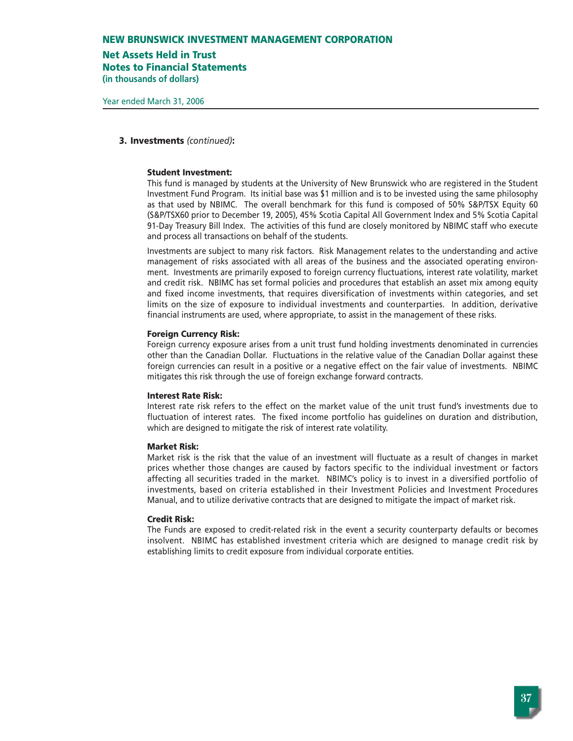### 3. Investments *(continued)*:

**Student Investment:**

This fund is managed by students at the University of New Brunswick who are registered in the Student Investment Fund Program. Its initial base was $1 million and is to be invested using the same philosophy as that used by NBIMC. The overall benchmark for this fund is composed of 50% S&P/TSX Equity 60 (S&P/TSX60 prior to December 19, 2005), 45% Scotia Capital All Government Index and 5% Scotia Capital 91-Day Treasury Bill Index. The activities of this fund are closely monitored by NBIMC staff who execute and process all transactions on behalf of the students.

Investments are subject to many risk factors. Risk Management relates to the understanding and active management of risks associated with all areas of the business and the associated operating environment. Investments are primarily exposed to foreign currency fluctuations, interest rate volatility, market and credit risk. NBIMC has set formal policies and procedures that establish an asset mix among equity and fixed income investments, that requires diversification of investments within categories, and set limits on the size of exposure to individual investments and counterparties. In addition, derivative financial instruments are used, where appropriate, to assist in the management of these risks.

**Foreign Currency Risk:**

Foreign currency exposure arises from a unit trust fund holding investments denominated in currencies other than the Canadian Dollar. Fluctuations in the relative value of the Canadian Dollar against these foreign currencies can result in a positive or a negative effect on the fair value of investments. NBIMC mitigates this risk through the use of foreign exchange forward contracts.

**Interest Rate Risk:**

Interest rate risk refers to the effect on the market value of the unit trust fund's investments due to fluctuation of interest rates. The fixed income portfolio has guidelines on duration and distribution, which are designed to mitigate the risk of interest rate volatility.

**Market Risk:**

Market risk is the risk that the value of an investment will fluctuate as a result of changes in market prices whether those changes are caused by factors specific to the individual investment or factors affecting all securities traded in the market. NBIMC's policy is to invest in a diversified portfolio of investments, based on criteria established in their Investment Policies and Investment Procedures Manual, and to utilize derivative contracts that are designed to mitigate the impact of market risk.

**Credit Risk:**

The Funds are exposed to credit-related risk in the event a security counterparty defaults or becomes insolvent. NBIMC has established investment criteria which are designed to manage credit risk by establishing limits to credit exposure from individual corporate entities.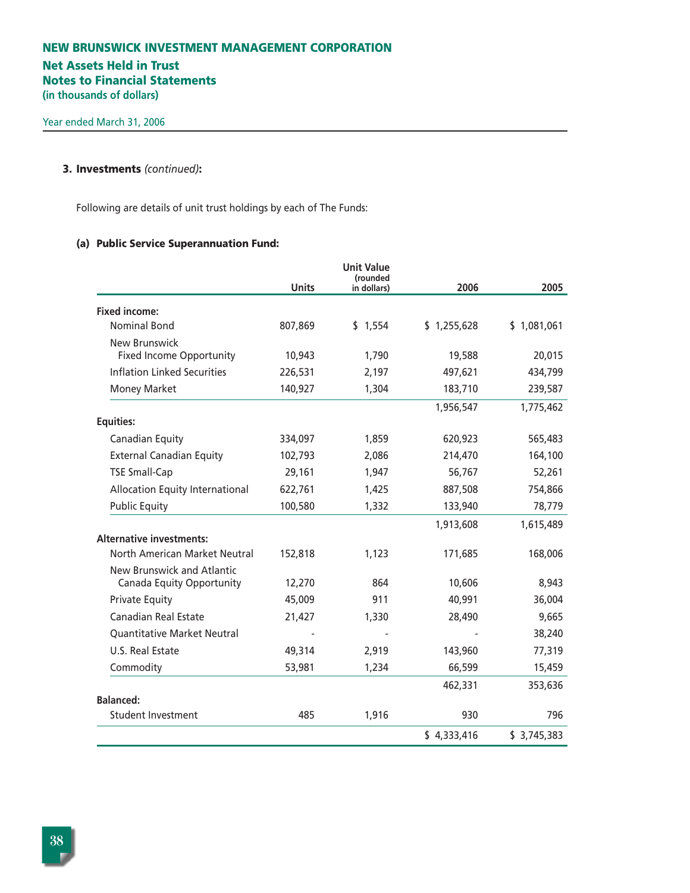**NEW BRUNSWICK INVESTMENT MANAGEMENT CORPORATION**

**Net Assets Held in Trust**
**Notes to Financial Statements**
**(in thousands of dollars)**

Year ended March 31, 2006

## 3. Investments *(continued)*:

Following are details of unit trust holdings by each of The Funds:

### (a) Public Service Superannuation Fund:

| | Units | Unit Value (rounded in dollars) | 2006 | 2005 |
|---|---|---|---|---|
| **Fixed income:** | | | | |
| Nominal Bond | 807,869 | $ 1,554 | $ 1,255,628 | $ 1,081,061 |
| New Brunswick Fixed Income Opportunity | 10,943 | 1,790 | 19,588 | 20,015 |
| Inflation Linked Securities | 226,531 | 2,197 | 497,621 | 434,799 |
| Money Market | 140,927 | 1,304 | 183,710 | 239,587 |
| | | | 1,956,547 | 1,775,462 |
| **Equities:** | | | | |
| Canadian Equity | 334,097 | 1,859 | 620,923 | 565,483 |
| External Canadian Equity | 102,793 | 2,086 | 214,470 | 164,100 |
| TSE Small-Cap | 29,161 | 1,947 | 56,767 | 52,261 |
| Allocation Equity International | 622,761 | 1,425 | 887,508 | 754,866 |
| Public Equity | 100,580 | 1,332 | 133,940 | 78,779 |
| | | | 1,913,608 | 1,615,489 |
| **Alternative investments:** | | | | |
| North American Market Neutral | 152,818 | 1,123 | 171,685 | 168,006 |
| New Brunswick and Atlantic Canada Equity Opportunity | 12,270 | 864 | 10,606 | 8,943 |
| Private Equity | 45,009 | 911 | 40,991 | 36,004 |
| Canadian Real Estate | 21,427 | 1,330 | 28,490 | 9,665 |
| Quantitative Market Neutral | - | - | - | 38,240 |
| U.S. Real Estate | 49,314 | 2,919 | 143,960 | 77,319 |
| Commodity | 53,981 | 1,234 | 66,599 | 15,459 |
| | | | 462,331 | 353,636 |
| **Balanced:** | | | | |
| Student Investment | 485 | 1,916 | 930 | 796 |
| | | | $ 4,333,416 | $ 3,745,383 |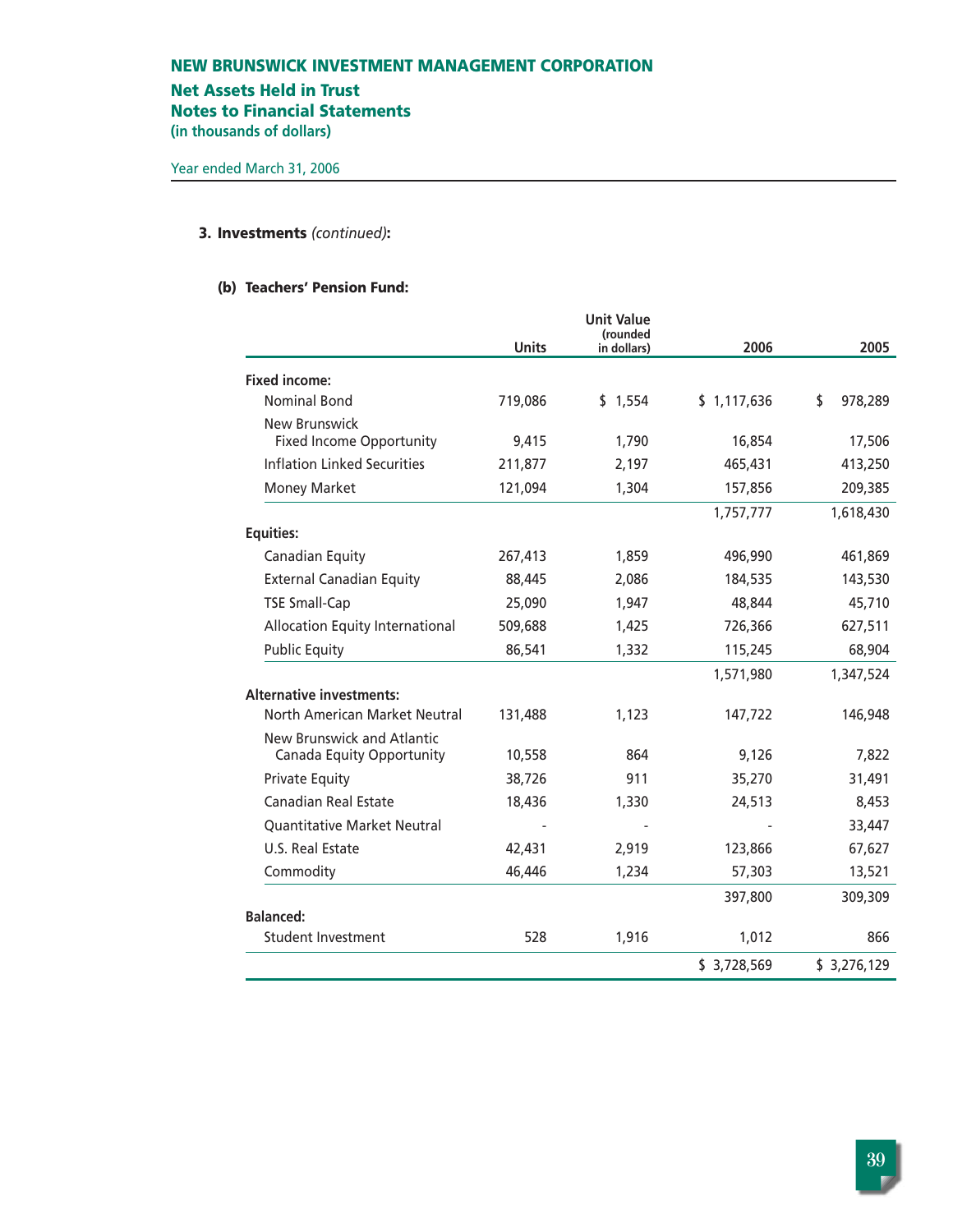# NEW BRUNSWICK INVESTMENT MANAGEMENT CORPORATION

## Net Assets Held in Trust
## Notes to Financial Statements
**(in thousands of dollars)**

Year ended March 31, 2006

### 3. Investments *(continued)*:

#### (b) Teachers' Pension Fund:

| | Units | Unit Value (rounded in dollars) | 2006 | 2005 |
|---|---|---|---|---|
| **Fixed income:** | | | | |
| Nominal Bond | 719,086 | $ 1,554 | $ 1,117,636 | $ 978,289 |
| New Brunswick Fixed Income Opportunity | 9,415 | 1,790 | 16,854 | 17,506 |
| Inflation Linked Securities | 211,877 | 2,197 | 465,431 | 413,250 |
| Money Market | 121,094 | 1,304 | 157,856 | 209,385 |
| | | | 1,757,777 | 1,618,430 |
| **Equities:** | | | | |
| Canadian Equity | 267,413 | 1,859 | 496,990 | 461,869 |
| External Canadian Equity | 88,445 | 2,086 | 184,535 | 143,530 |
| TSE Small-Cap | 25,090 | 1,947 | 48,844 | 45,710 |
| Allocation Equity International | 509,688 | 1,425 | 726,366 | 627,511 |
| Public Equity | 86,541 | 1,332 | 115,245 | 68,904 |
| | | | 1,571,980 | 1,347,524 |
| **Alternative investments:** | | | | |
| North American Market Neutral | 131,488 | 1,123 | 147,722 | 146,948 |
| New Brunswick and Atlantic Canada Equity Opportunity | 10,558 | 864 | 9,126 | 7,822 |
| Private Equity | 38,726 | 911 | 35,270 | 31,491 |
| Canadian Real Estate | 18,436 | 1,330 | 24,513 | 8,453 |
| Quantitative Market Neutral | - | - | - | 33,447 |
| U.S. Real Estate | 42,431 | 2,919 | 123,866 | 67,627 |
| Commodity | 46,446 | 1,234 | 57,303 | 13,521 |
| | | | 397,800 | 309,309 |
| **Balanced:** | | | | |
| Student Investment | 528 | 1,916 | 1,012 | 866 |
| | | | $ 3,728,569 | $ 3,276,129 |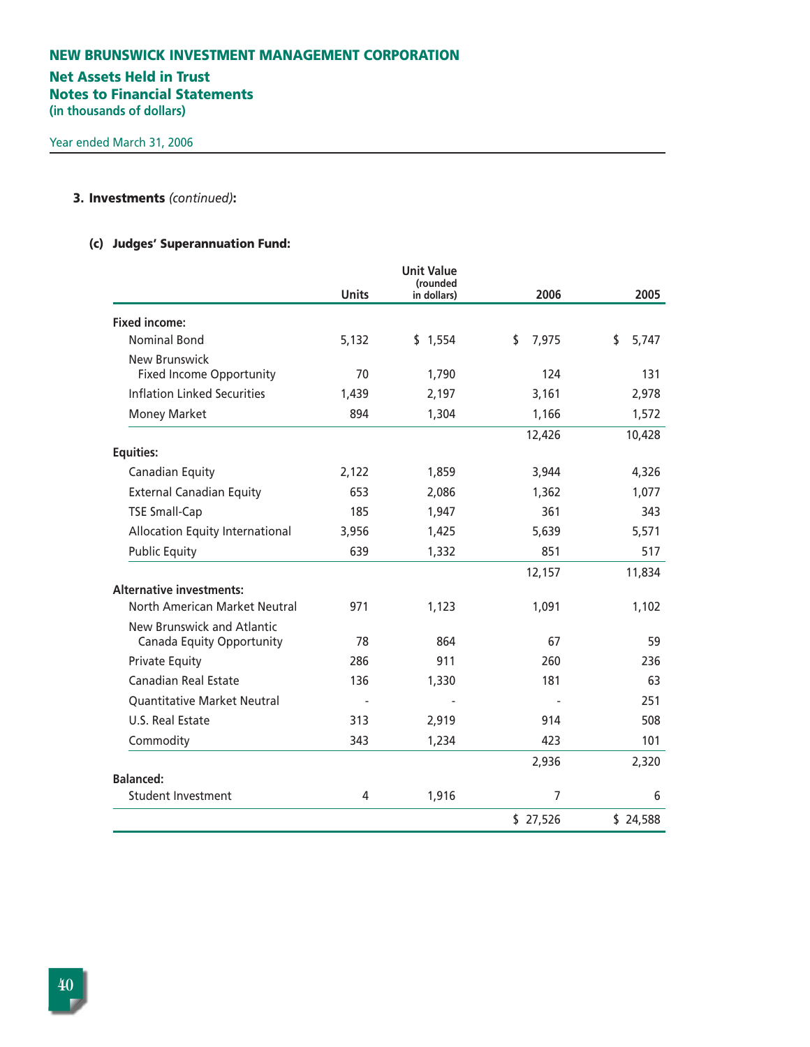# NEW BRUNSWICK INVESTMENT MANAGEMENT CORPORATION

## Net Assets Held in Trust
## Notes to Financial Statements
**(in thousands of dollars)**

Year ended March 31, 2006

### 3. Investments *(continued)*:

#### (c) Judges' Superannuation Fund:

| | Units | Unit Value (rounded in dollars) | 2006 | 2005 |
|---|---|---|---|---|
| **Fixed income:** | | | | |
| Nominal Bond | 5,132 | $ 1,554 | $ 7,975 | $ 5,747 |
| New Brunswick Fixed Income Opportunity | 70 | 1,790 | 124 | 131 |
| Inflation Linked Securities | 1,439 | 2,197 | 3,161 | 2,978 |
| Money Market | 894 | 1,304 | 1,166 | 1,572 |
| | | | 12,426 | 10,428 |
| **Equities:** | | | | |
| Canadian Equity | 2,122 | 1,859 | 3,944 | 4,326 |
| External Canadian Equity | 653 | 2,086 | 1,362 | 1,077 |
| TSE Small-Cap | 185 | 1,947 | 361 | 343 |
| Allocation Equity International | 3,956 | 1,425 | 5,639 | 5,571 |
| Public Equity | 639 | 1,332 | 851 | 517 |
| | | | 12,157 | 11,834 |
| **Alternative investments:** | | | | |
| North American Market Neutral | 971 | 1,123 | 1,091 | 1,102 |
| New Brunswick and Atlantic Canada Equity Opportunity | 78 | 864 | 67 | 59 |
| Private Equity | 286 | 911 | 260 | 236 |
| Canadian Real Estate | 136 | 1,330 | 181 | 63 |
| Quantitative Market Neutral | - | - | - | 251 |
| U.S. Real Estate | 313 | 2,919 | 914 | 508 |
| Commodity | 343 | 1,234 | 423 | 101 |
| | | | 2,936 | 2,320 |
| **Balanced:** | | | | |
| Student Investment | 4 | 1,916 | 7 | 6 |
| | | | $ 27,526 | $ 24,588 |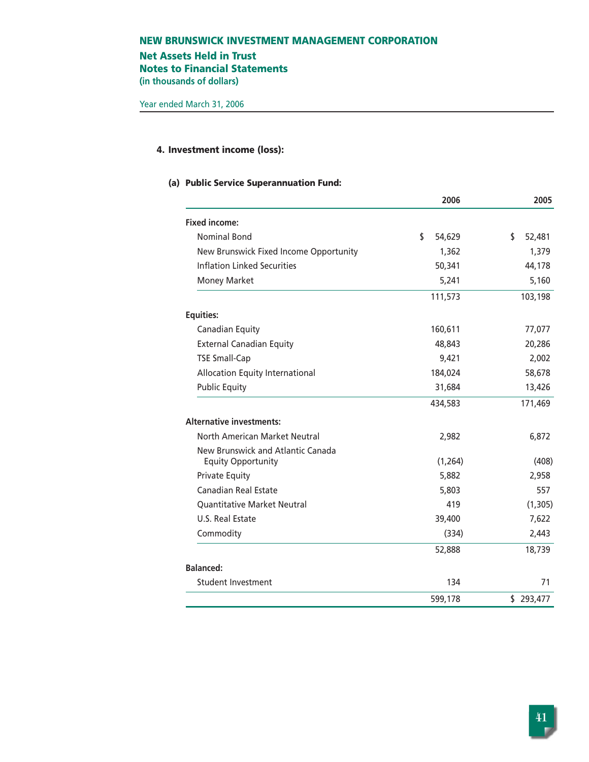# NEW BRUNSWICK INVESTMENT MANAGEMENT CORPORATION

## Net Assets Held in Trust
## Notes to Financial Statements
**(in thousands of dollars)**

Year ended March 31, 2006

### 4. Investment income (loss):

#### (a) Public Service Superannuation Fund:

| | 2006 | 2005 |
|---|---|---|
| **Fixed income:** | | |
| Nominal Bond | $ 54,629 | $ 52,481 |
| New Brunswick Fixed Income Opportunity | 1,362 | 1,379 |
| Inflation Linked Securities | 50,341 | 44,178 |
| Money Market | 5,241 | 5,160 |
| | 111,573 | 103,198 |
| **Equities:** | | |
| Canadian Equity | 160,611 | 77,077 |
| External Canadian Equity | 48,843 | 20,286 |
| TSE Small-Cap | 9,421 | 2,002 |
| Allocation Equity International | 184,024 | 58,678 |
| Public Equity | 31,684 | 13,426 |
| | 434,583 | 171,469 |
| **Alternative investments:** | | |
| North American Market Neutral | 2,982 | 6,872 |
| New Brunswick and Atlantic Canada Equity Opportunity | (1,264) | (408) |
| Private Equity | 5,882 | 2,958 |
| Canadian Real Estate | 5,803 | 557 |
| Quantitative Market Neutral | 419 | (1,305) |
| U.S. Real Estate | 39,400 | 7,622 |
| Commodity | (334) | 2,443 |
| | 52,888 | 18,739 |
| **Balanced:** | | |
| Student Investment | 134 | 71 |
| | 599,178 | $ 293,477 |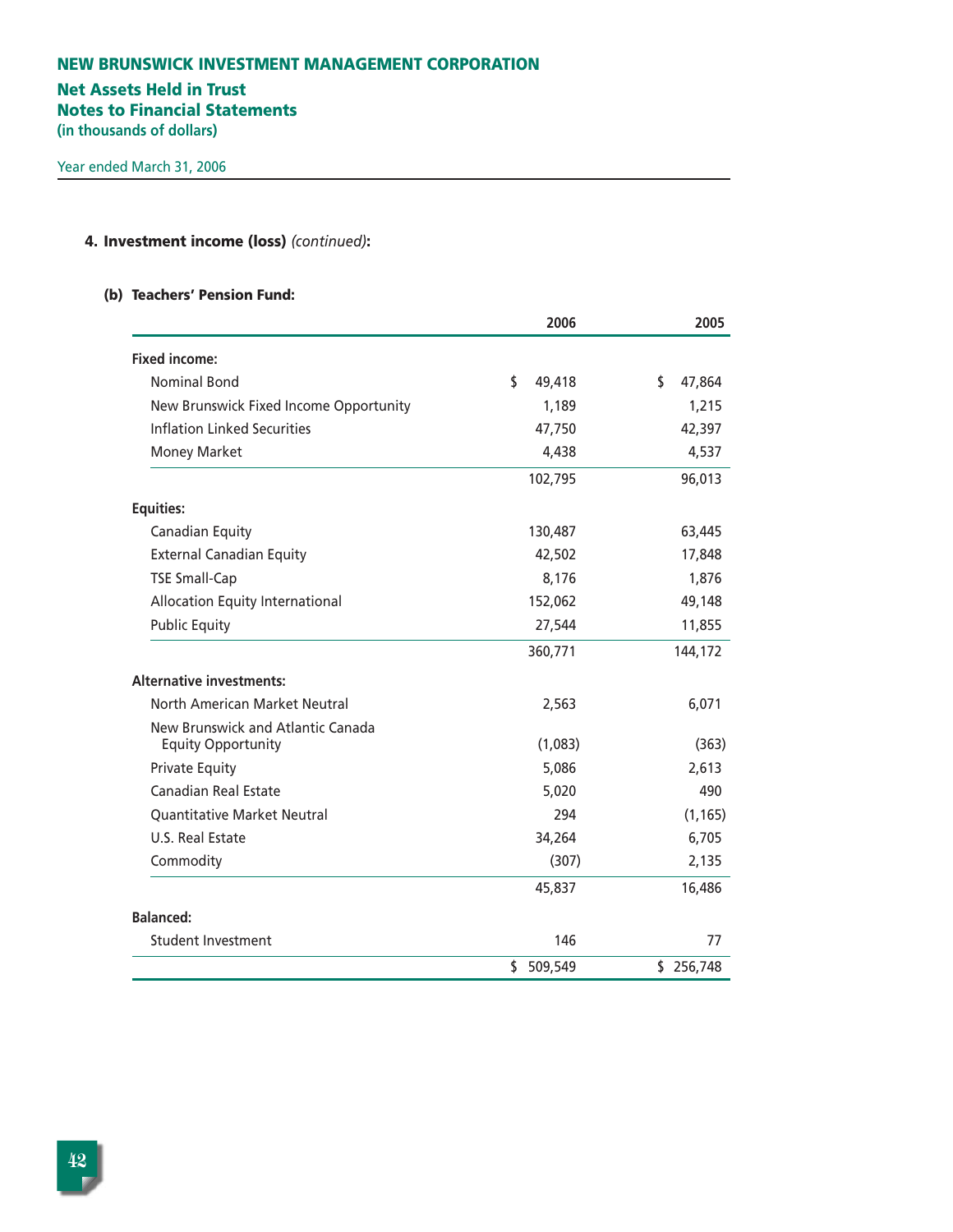# NEW BRUNSWICK INVESTMENT MANAGEMENT CORPORATION

## Net Assets Held in Trust
## Notes to Financial Statements
**(in thousands of dollars)**

Year ended March 31, 2006

### 4. Investment income (loss) *(continued)*:

#### (b) Teachers' Pension Fund:

| | 2006 | 2005 |
|---|---|---|
| **Fixed income:** | | |
| Nominal Bond | $ 49,418 | $ 47,864 |
| New Brunswick Fixed Income Opportunity | 1,189 | 1,215 |
| Inflation Linked Securities | 47,750 | 42,397 |
| Money Market | 4,438 | 4,537 |
| | 102,795 | 96,013 |
| **Equities:** | | |
| Canadian Equity | 130,487 | 63,445 |
| External Canadian Equity | 42,502 | 17,848 |
| TSE Small-Cap | 8,176 | 1,876 |
| Allocation Equity International | 152,062 | 49,148 |
| Public Equity | 27,544 | 11,855 |
| | 360,771 | 144,172 |
| **Alternative investments:** | | |
| North American Market Neutral | 2,563 | 6,071 |
| New Brunswick and Atlantic Canada Equity Opportunity | (1,083) | (363) |
| Private Equity | 5,086 | 2,613 |
| Canadian Real Estate | 5,020 | 490 |
| Quantitative Market Neutral | 294 | (1,165) |
| U.S. Real Estate | 34,264 | 6,705 |
| Commodity | (307) | 2,135 |
| | 45,837 | 16,486 |
| **Balanced:** | | |
| Student Investment | 146 | 77 |
| | $ 509,549 | $ 256,748 |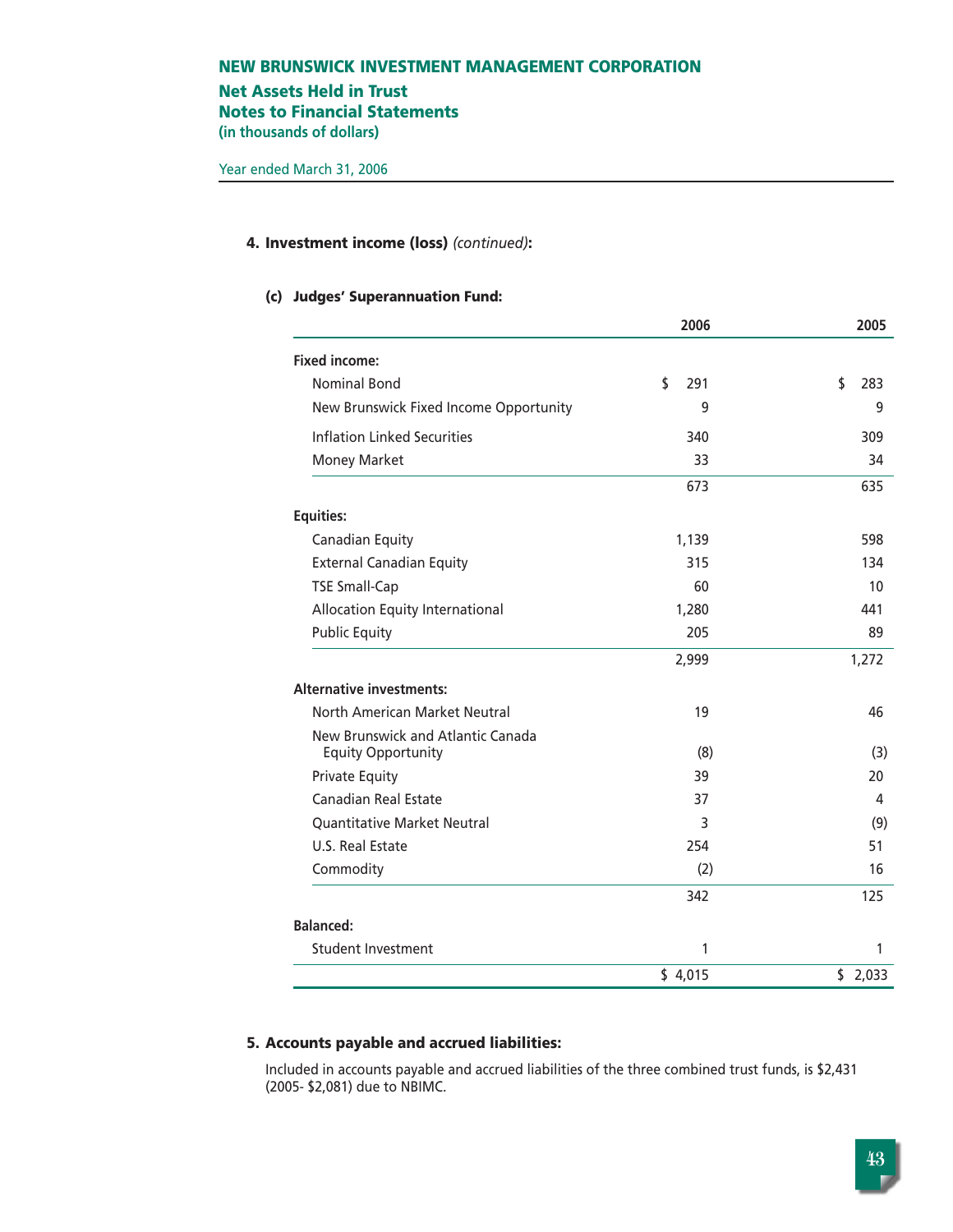# NEW BRUNSWICK INVESTMENT MANAGEMENT CORPORATION

## Net Assets Held in Trust
## Notes to Financial Statements
**(in thousands of dollars)**

Year ended March 31, 2006

---

### 4. Investment income (loss) *(continued)*:

#### (c) Judges' Superannuation Fund:

| | 2006 | 2005 |
|---|---|---|
| **Fixed income:** | | |
| Nominal Bond | $ 291 | $ 283 |
| New Brunswick Fixed Income Opportunity | 9 | 9 |
| Inflation Linked Securities | 340 | 309 |
| Money Market | 33 | 34 |
| | 673 | 635 |
| **Equities:** | | |
| Canadian Equity | 1,139 | 598 |
| External Canadian Equity | 315 | 134 |
| TSE Small-Cap | 60 | 10 |
| Allocation Equity International | 1,280 | 441 |
| Public Equity | 205 | 89 |
| | 2,999 | 1,272 |
| **Alternative investments:** | | |
| North American Market Neutral | 19 | 46 |
| New Brunswick and Atlantic Canada Equity Opportunity | (8) | (3) |
| Private Equity | 39 | 20 |
| Canadian Real Estate | 37 | 4 |
| Quantitative Market Neutral | 3 | (9) |
| U.S. Real Estate | 254 | 51 |
| Commodity | (2) | 16 |
| | 342 | 125 |
| **Balanced:** | | |
| Student Investment | 1 | 1 |
| | $ 4,015 | $ 2,033 |

### 5. Accounts payable and accrued liabilities:

Included in accounts payable and accrued liabilities of the three combined trust funds, is $2,431 (2005- $2,081) due to NBIMC.